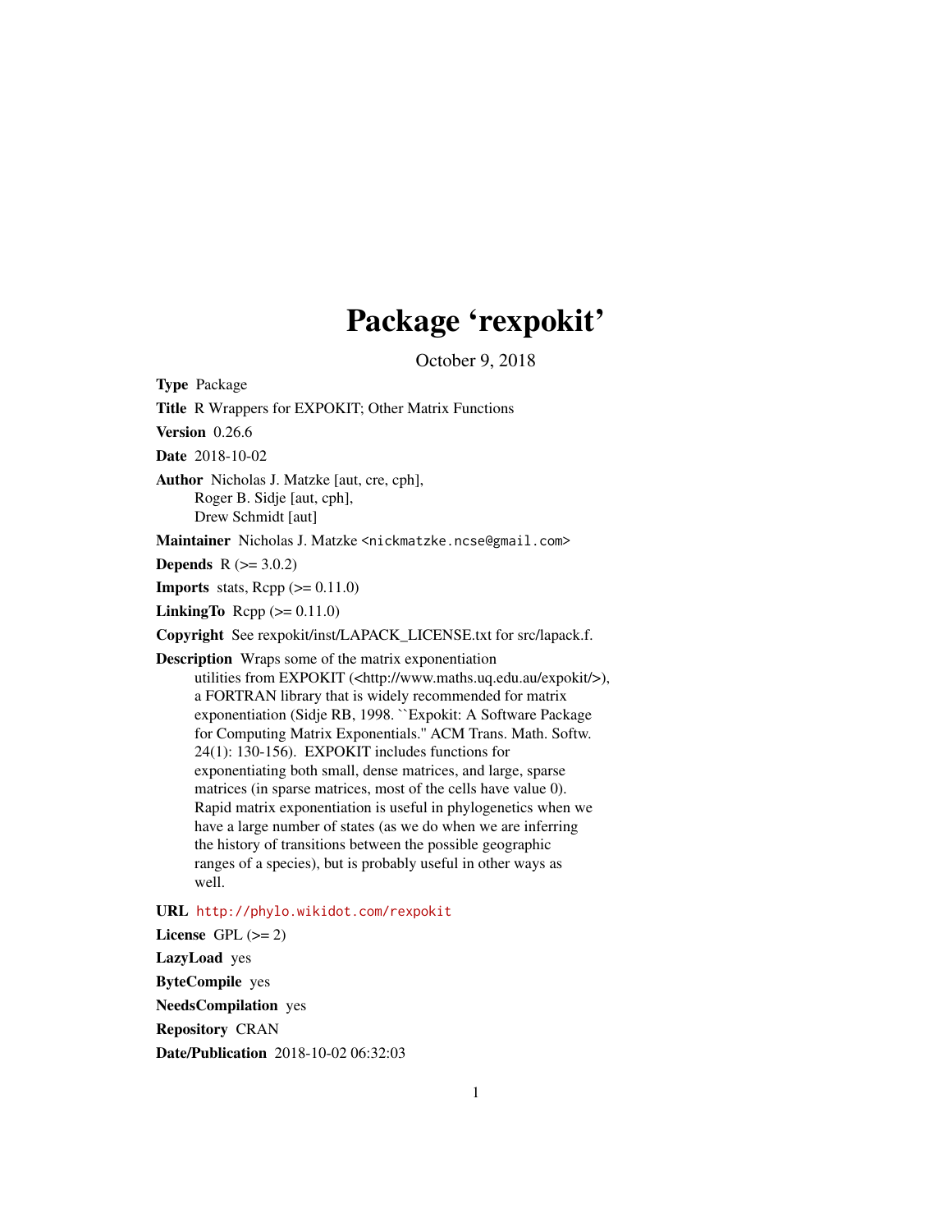# Package 'rexpokit'

October 9, 2018

**Type** Package

**Title** R Wrappers for EXPOKIT; Other Matrix Functions

**Version** 0.26.6

**Date** 2018-10-02

**Author** Nicholas J. Matzke [aut, cre, cph],
Roger B. Sidje [aut, cph],
Drew Schmidt [aut]

**Maintainer** Nicholas J. Matzke <nickmatzke.ncse@gmail.com>

**Depends** R (>= 3.0.2)

**Imports** stats, Rcpp (>= 0.11.0)

**LinkingTo** Rcpp (>= 0.11.0)

**Copyright** See rexpokit/inst/LAPACK_LICENSE.txt for src/lapack.f.

**Description** Wraps some of the matrix exponentiation utilities from EXPOKIT (<http://www.maths.uq.edu.au/expokit/>), a FORTRAN library that is widely recommended for matrix exponentiation (Sidje RB, 1998. ``Expokit: A Software Package for Computing Matrix Exponentials.'' ACM Trans. Math. Softw. 24(1): 130-156). EXPOKIT includes functions for exponentiating both small, dense matrices, and large, sparse matrices (in sparse matrices, most of the cells have value 0). Rapid matrix exponentiation is useful in phylogenetics when we have a large number of states (as we do when we are inferring the history of transitions between the possible geographic ranges of a species), but is probably useful in other ways as well.

**URL** http://phylo.wikidot.com/rexpokit

**License** GPL (>= 2)

**LazyLoad** yes

**ByteCompile** yes

**NeedsCompilation** yes

**Repository** CRAN

**Date/Publication** 2018-10-02 06:32:03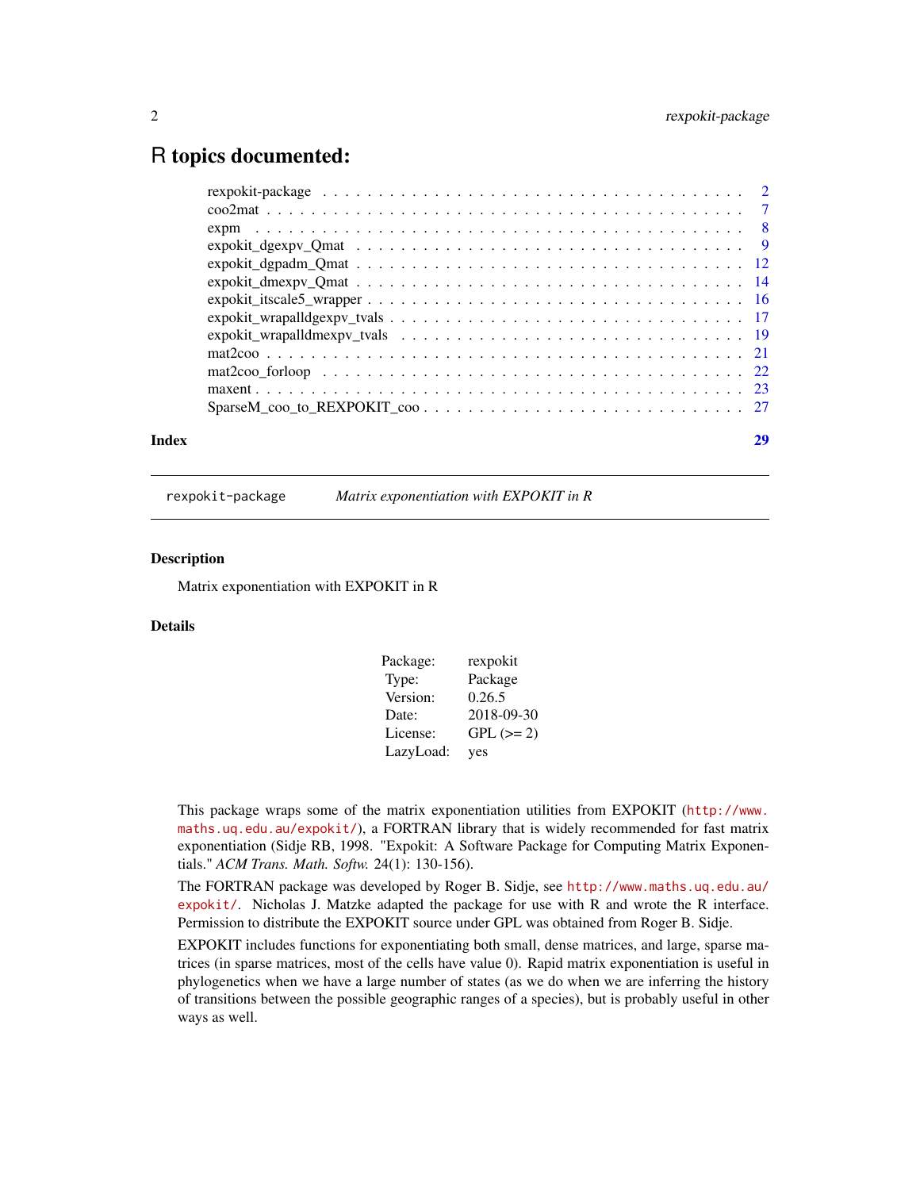# R topics documented:

| | |
|---|---|
| rexpokit-package | 2 |
| coo2mat | 7 |
| expm | 8 |
| expokit_dgexpv_Qmat | 9 |
| expokit_dgpadm_Qmat | 12 |
| expokit_dmexpv_Qmat | 14 |
| expokit_itscale5_wrapper | 16 |
| expokit_wrapalldgexpv_tvals | 17 |
| expokit_wrapalldmexpv_tvals | 19 |
| mat2coo | 21 |
| mat2coo_forloop | 22 |
| maxent | 23 |
| SparseM_coo_to_REXPOKIT_coo | 27 |

**Index** 29

---

`rexpokit-package` *Matrix exponentiation with EXPOKIT in R*

---

### Description

Matrix exponentiation with EXPOKIT in R

### Details

| | |
|---|---|
| Package: | rexpokit |
| Type: | Package |
| Version: | 0.26.5 |
| Date: | 2018-09-30 |
| License: | GPL (>= 2) |
| LazyLoad: | yes |

This package wraps some of the matrix exponentiation utilities from EXPOKIT (http://www.maths.uq.edu.au/expokit/), a FORTRAN library that is widely recommended for fast matrix exponentiation (Sidje RB, 1998. "Expokit: A Software Package for Computing Matrix Exponentials." *ACM Trans. Math. Softw.* 24(1): 130-156).

The FORTRAN package was developed by Roger B. Sidje, see http://www.maths.uq.edu.au/expokit/. Nicholas J. Matzke adapted the package for use with R and wrote the R interface. Permission to distribute the EXPOKIT source under GPL was obtained from Roger B. Sidje.

EXPOKIT includes functions for exponentiating both small, dense matrices, and large, sparse matrices (in sparse matrices, most of the cells have value 0). Rapid matrix exponentiation is useful in phylogenetics when we have a large number of states (as we do when we are inferring the history of transitions between the possible geographic ranges of a species), but is probably useful in other ways as well.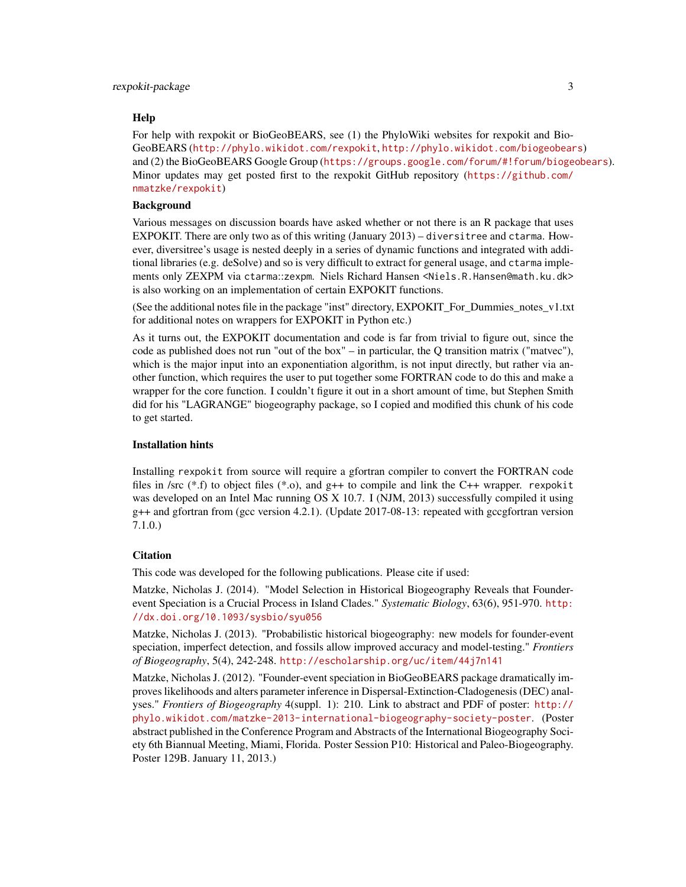### Help

For help with rexpokit or BioGeoBEARS, see (1) the PhyloWiki websites for rexpokit and BioGeoBEARS (http://phylo.wikidot.com/rexpokit, http://phylo.wikidot.com/biogeobears) and (2) the BioGeoBEARS Google Group (https://groups.google.com/forum/#!forum/biogeobears). Minor updates may get posted first to the rexpokit GitHub repository (https://github.com/nmatzke/rexpokit)

### Background

Various messages on discussion boards have asked whether or not there is an R package that uses EXPOKIT. There are only two as of this writing (January 2013) – `diversitree` and `ctarma`. However, diversitree's usage is nested deeply in a series of dynamic functions and integrated with additional libraries (e.g. deSolve) and so is very difficult to extract for general usage, and `ctarma` implements only ZEXPM via `ctarma::zexpm`. Niels Richard Hansen <Niels.R.Hansen@math.ku.dk> is also working on an implementation of certain EXPOKIT functions.

(See the additional notes file in the package "inst" directory, EXPOKIT_For_Dummies_notes_v1.txt for additional notes on wrappers for EXPOKIT in Python etc.)

As it turns out, the EXPOKIT documentation and code is far from trivial to figure out, since the code as published does not run "out of the box" – in particular, the Q transition matrix ("matvec"), which is the major input into an exponentiation algorithm, is not input directly, but rather via another function, which requires the user to put together some FORTRAN code to do this and make a wrapper for the core function. I couldn't figure it out in a short amount of time, but Stephen Smith did for his "LAGRANGE" biogeography package, so I copied and modified this chunk of his code to get started.

### Installation hints

Installing `rexpokit` from source will require a gfortran compiler to convert the FORTRAN code files in /src (*.f) to object files (*.o), and g++ to compile and link the C++ wrapper. `rexpokit` was developed on an Intel Mac running OS X 10.7. I (NJM, 2013) successfully compiled it using g++ and gfortran from (gcc version 4.2.1). (Update 2017-08-13: repeated with gccgfortran version 7.1.0.)

### Citation

This code was developed for the following publications. Please cite if used:

Matzke, Nicholas J. (2014). "Model Selection in Historical Biogeography Reveals that Founder-event Speciation is a Crucial Process in Island Clades." *Systematic Biology*, 63(6), 951-970. http://dx.doi.org/10.1093/sysbio/syu056

Matzke, Nicholas J. (2013). "Probabilistic historical biogeography: new models for founder-event speciation, imperfect detection, and fossils allow improved accuracy and model-testing." *Frontiers of Biogeography*, 5(4), 242-248. http://escholarship.org/uc/item/44j7n141

Matzke, Nicholas J. (2012). "Founder-event speciation in BioGeoBEARS package dramatically improves likelihoods and alters parameter inference in Dispersal-Extinction-Cladogenesis (DEC) analyses." *Frontiers of Biogeography* 4(suppl. 1): 210. Link to abstract and PDF of poster: http://phylo.wikidot.com/matzke-2013-international-biogeography-society-poster. (Poster abstract published in the Conference Program and Abstracts of the International Biogeography Society 6th Biannual Meeting, Miami, Florida. Poster Session P10: Historical and Paleo-Biogeography. Poster 129B. January 11, 2013.)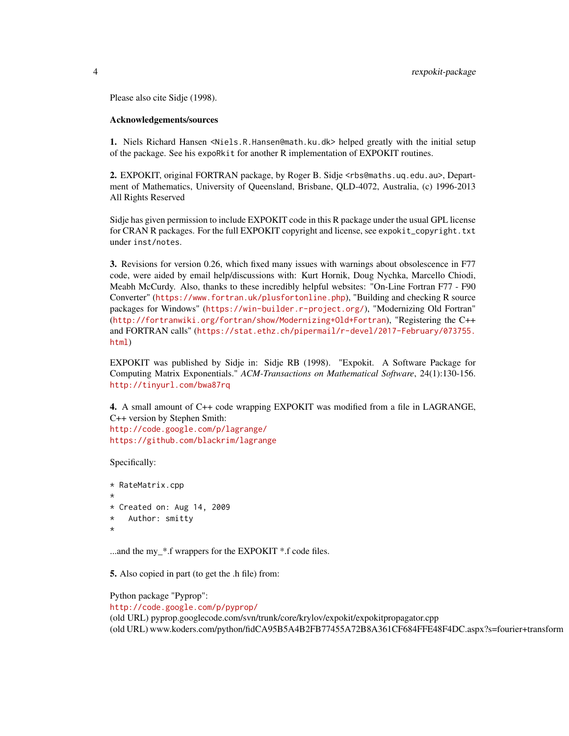Please also cite Sidje (1998).

**Acknowledgements/sources**

**1.** Niels Richard Hansen <Niels.R.Hansen@math.ku.dk> helped greatly with the initial setup of the package. See his `expoRkit` for another R implementation of EXPOKIT routines.

**2.** EXPOKIT, original FORTRAN package, by Roger B. Sidje <rbs@maths.uq.edu.au>, Department of Mathematics, University of Queensland, Brisbane, QLD-4072, Australia, (c) 1996-2013 All Rights Reserved

Sidje has given permission to include EXPOKIT code in this R package under the usual GPL license for CRAN R packages. For the full EXPOKIT copyright and license, see `expokit_copyright.txt` under `inst/notes`.

**3.** Revisions for version 0.26, which fixed many issues with warnings about obsolescence in F77 code, were aided by email help/discussions with: Kurt Hornik, Doug Nychka, Marcello Chiodi, Meabh McCurdy. Also, thanks to these incredibly helpful websites: "On-Line Fortran F77 - F90 Converter" (https://www.fortran.uk/plusfortonline.php), "Building and checking R source packages for Windows" (https://win-builder.r-project.org/), "Modernizing Old Fortran" (http://fortranwiki.org/fortran/show/Modernizing+Old+Fortran), "Registering the C++ and FORTRAN calls" (https://stat.ethz.ch/pipermail/r-devel/2017-February/073755.html)

EXPOKIT was published by Sidje in: Sidje RB (1998). "Expokit. A Software Package for Computing Matrix Exponentials." *ACM-Transactions on Mathematical Software*, 24(1):130-156. http://tinyurl.com/bwa87rq

**4.** A small amount of C++ code wrapping EXPOKIT was modified from a file in LAGRANGE, C++ version by Stephen Smith:
http://code.google.com/p/lagrange/
https://github.com/blackrim/lagrange

Specifically:

```
* RateMatrix.cpp
*
* Created on: Aug 14, 2009
*   Author: smitty
*
```

...and the my_*.f wrappers for the EXPOKIT *.f code files.

**5.** Also copied in part (to get the .h file) from:

Python package "Pyprop":
http://code.google.com/p/pyprop/
(old URL) pyprop.googlecode.com/svn/trunk/core/krylov/expokit/expokitpropagator.cpp
(old URL) www.koders.com/python/fidCA95B5A4B2FB77455A72B8A361CF684FFE48F4DC.aspx?s=fourier+transform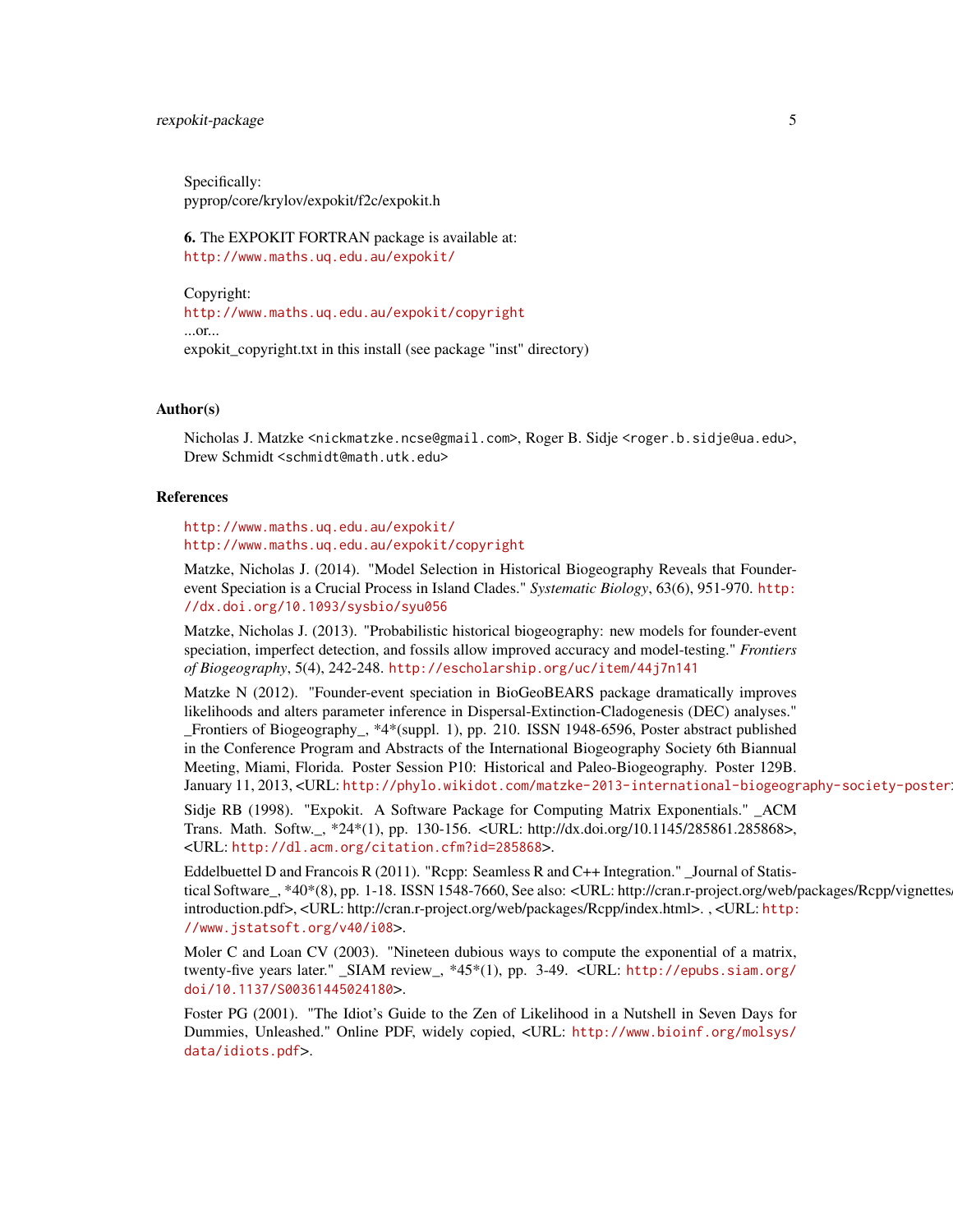Specifically:
pyprop/core/krylov/expokit/f2c/expokit.h

**6.** The EXPOKIT FORTRAN package is available at:
http://www.maths.uq.edu.au/expokit/

Copyright:
http://www.maths.uq.edu.au/expokit/copyright
...or...
expokit_copyright.txt in this install (see package "inst" directory)

## Author(s)

Nicholas J. Matzke <nickmatzke.ncse@gmail.com>, Roger B. Sidje <roger.b.sidje@ua.edu>, Drew Schmidt <schmidt@math.utk.edu>

## References

http://www.maths.uq.edu.au/expokit/
http://www.maths.uq.edu.au/expokit/copyright

Matzke, Nicholas J. (2014). "Model Selection in Historical Biogeography Reveals that Founder-event Speciation is a Crucial Process in Island Clades." *Systematic Biology*, 63(6), 951-970. http://dx.doi.org/10.1093/sysbio/syu056

Matzke, Nicholas J. (2013). "Probabilistic historical biogeography: new models for founder-event speciation, imperfect detection, and fossils allow improved accuracy and model-testing." *Frontiers of Biogeography*, 5(4), 242-248. http://escholarship.org/uc/item/44j7n141

Matzke N (2012). "Founder-event speciation in BioGeoBEARS package dramatically improves likelihoods and alters parameter inference in Dispersal-Extinction-Cladogenesis (DEC) analyses." _Frontiers of Biogeography_, *4*(suppl. 1), pp. 210. ISSN 1948-6596, Poster abstract published in the Conference Program and Abstracts of the International Biogeography Society 6th Biannual Meeting, Miami, Florida. Poster Session P10: Historical and Paleo-Biogeography. Poster 129B. January 11, 2013, <URL: http://phylo.wikidot.com/matzke-2013-international-biogeography-society-poster

Sidje RB (1998). "Expokit. A Software Package for Computing Matrix Exponentials." _ACM Trans. Math. Softw._, *24*(1), pp. 130-156. <URL: http://dx.doi.org/10.1145/285861.285868>, <URL: http://dl.acm.org/citation.cfm?id=285868>.

Eddelbuettel D and Francois R (2011). "Rcpp: Seamless R and C++ Integration." _Journal of Statistical Software_, *40*(8), pp. 1-18. ISSN 1548-7660, See also: <URL: http://cran.r-project.org/web/packages/Rcpp/vignettes/introduction.pdf>, <URL: http://cran.r-project.org/web/packages/Rcpp/index.html>. , <URL: http://www.jstatsoft.org/v40/i08>.

Moler C and Loan CV (2003). "Nineteen dubious ways to compute the exponential of a matrix, twenty-five years later." _SIAM review_, *45*(1), pp. 3-49. <URL: http://epubs.siam.org/doi/10.1137/S00361445024180>.

Foster PG (2001). "The Idiot's Guide to the Zen of Likelihood in a Nutshell in Seven Days for Dummies, Unleashed." Online PDF, widely copied, <URL: http://www.bioinf.org/molsys/data/idiots.pdf>.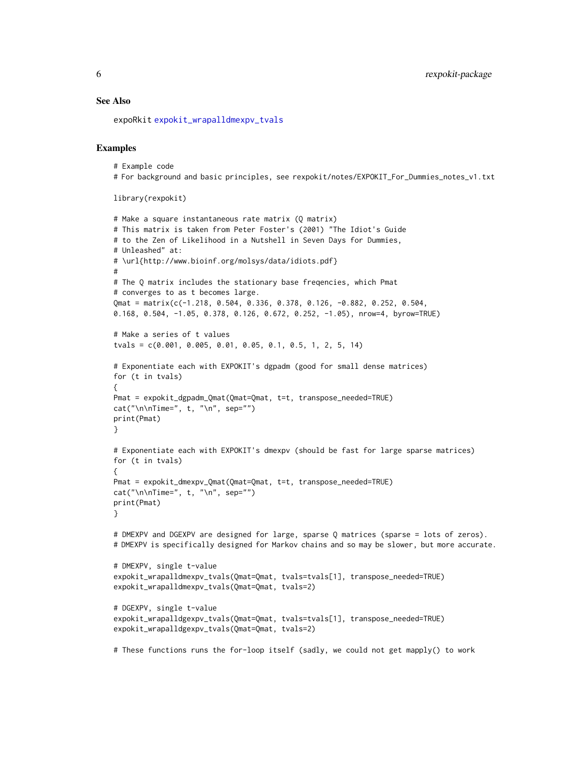### See Also

expoRkit expokit_wrapalldmexpv_tvals

### Examples

```
# Example code
# For background and basic principles, see rexpokit/notes/EXPOKIT_For_Dummies_notes_v1.txt

library(rexpokit)

# Make a square instantaneous rate matrix (Q matrix)
# This matrix is taken from Peter Foster's (2001) "The Idiot's Guide
# to the Zen of Likelihood in a Nutshell in Seven Days for Dummies,
# Unleashed" at:
# \url{http://www.bioinf.org/molsys/data/idiots.pdf}
#
# The Q matrix includes the stationary base freqencies, which Pmat
# converges to as t becomes large.
Qmat = matrix(c(-1.218, 0.504, 0.336, 0.378, 0.126, -0.882, 0.252, 0.504,
0.168, 0.504, -1.05, 0.378, 0.126, 0.672, 0.252, -1.05), nrow=4, byrow=TRUE)

# Make a series of t values
tvals = c(0.001, 0.005, 0.01, 0.05, 0.1, 0.5, 1, 2, 5, 14)

# Exponentiate each with EXPOKIT's dgpadm (good for small dense matrices)
for (t in tvals)
{
Pmat = expokit_dgpadm_Qmat(Qmat=Qmat, t=t, transpose_needed=TRUE)
cat("\n\nTime=", t, "\n", sep="")
print(Pmat)
}

# Exponentiate each with EXPOKIT's dmexpv (should be fast for large sparse matrices)
for (t in tvals)
{
Pmat = expokit_dmexpv_Qmat(Qmat=Qmat, t=t, transpose_needed=TRUE)
cat("\n\nTime=", t, "\n", sep="")
print(Pmat)
}

# DMEXPV and DGEXPV are designed for large, sparse Q matrices (sparse = lots of zeros).
# DMEXPV is specifically designed for Markov chains and so may be slower, but more accurate.

# DMEXPV, single t-value
expokit_wrapalldmexpv_tvals(Qmat=Qmat, tvals=tvals[1], transpose_needed=TRUE)
expokit_wrapalldmexpv_tvals(Qmat=Qmat, tvals=2)

# DGEXPV, single t-value
expokit_wrapalldgexpv_tvals(Qmat=Qmat, tvals=tvals[1], transpose_needed=TRUE)
expokit_wrapalldgexpv_tvals(Qmat=Qmat, tvals=2)

# These functions runs the for-loop itself (sadly, we could not get mapply() to work
```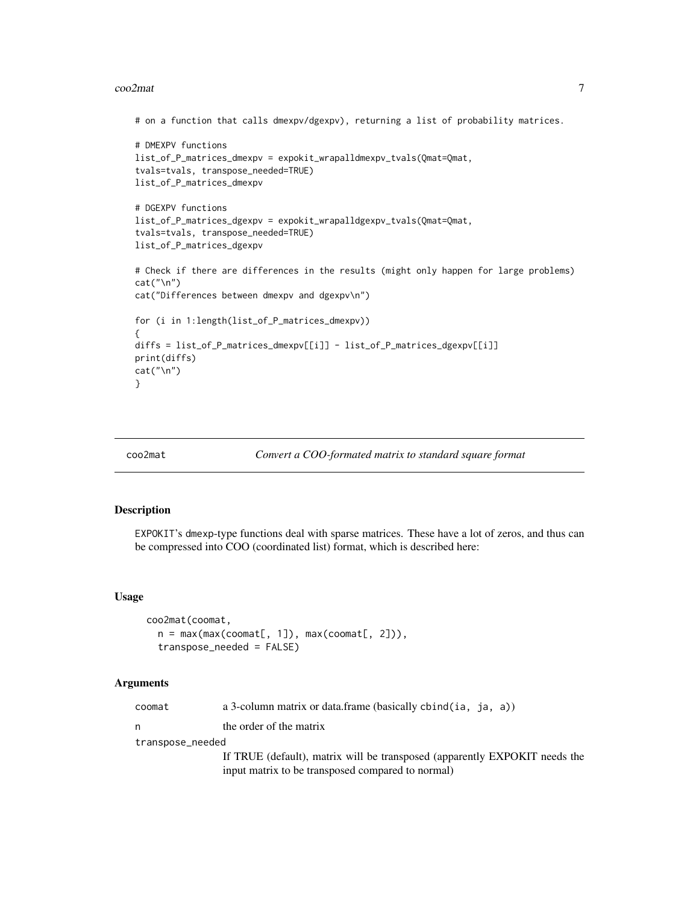```
# on a function that calls dmexpv/dgexpv), returning a list of probability matrices.

# DMEXPV functions
list_of_P_matrices_dmexpv = expokit_wrapalldmexpv_tvals(Qmat=Qmat,
tvals=tvals, transpose_needed=TRUE)
list_of_P_matrices_dmexpv

# DGEXPV functions
list_of_P_matrices_dgexpv = expokit_wrapalldgexpv_tvals(Qmat=Qmat,
tvals=tvals, transpose_needed=TRUE)
list_of_P_matrices_dgexpv

# Check if there are differences in the results (might only happen for large problems)
cat("\n")
cat("Differences between dmexpv and dgexpv\n")

for (i in 1:length(list_of_P_matrices_dmexpv))
{
diffs = list_of_P_matrices_dmexpv[[i]] - list_of_P_matrices_dgexpv[[i]]
print(diffs)
cat("\n")
}
```

## coo2mat — *Convert a COO-formated matrix to standard square format*

### Description

EXPOKIT's dmexp-type functions deal with sparse matrices. These have a lot of zeros, and thus can be compressed into COO (coordinated list) format, which is described here:

### Usage

```
coo2mat(coomat,
  n = max(max(coomat[, 1]), max(coomat[, 2])),
  transpose_needed = FALSE)
```

### Arguments

| | |
|---|---|
| coomat | a 3-column matrix or data.frame (basically cbind(ia, ja, a)) |
| n | the order of the matrix |
| transpose_needed | If TRUE (default), matrix will be transposed (apparently EXPOKIT needs the input matrix to be transposed compared to normal) |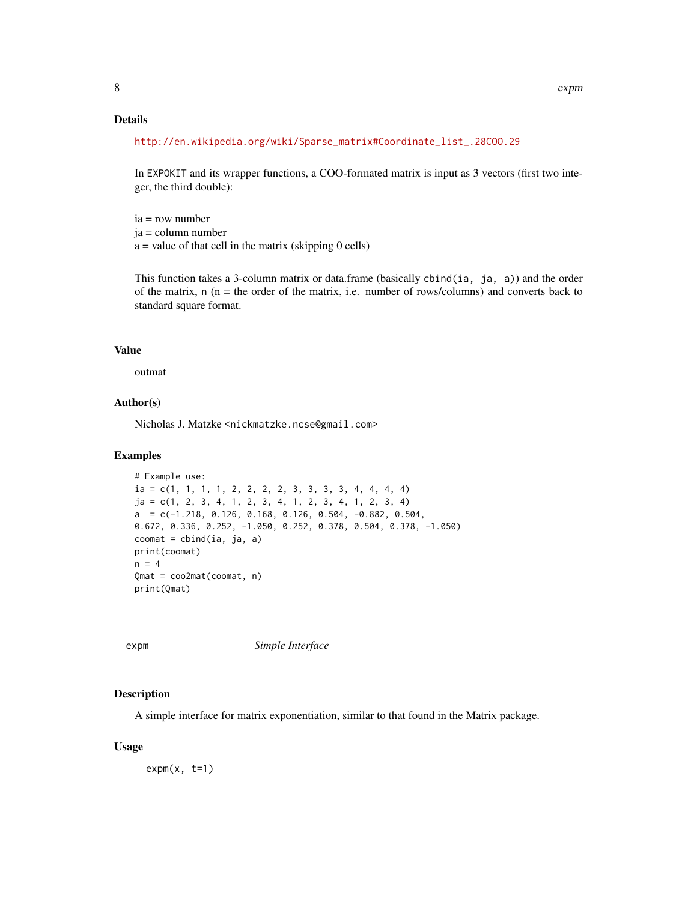### Details

http://en.wikipedia.org/wiki/Sparse_matrix#Coordinate_list_.28COO.29

In EXPOKIT and its wrapper functions, a COO-formated matrix is input as 3 vectors (first two integer, the third double):

ia = row number
ja = column number
a = value of that cell in the matrix (skipping 0 cells)

This function takes a 3-column matrix or data.frame (basically `cbind(ia, ja, a)`) and the order of the matrix, `n` (n = the order of the matrix, i.e. number of rows/columns) and converts back to standard square format.

### Value

outmat

### Author(s)

Nicholas J. Matzke <nickmatzke.ncse@gmail.com>

### Examples

```
# Example use:
ia = c(1, 1, 1, 1, 2, 2, 2, 2, 3, 3, 3, 3, 4, 4, 4, 4)
ja = c(1, 2, 3, 4, 1, 2, 3, 4, 1, 2, 3, 4, 1, 2, 3, 4)
a  = c(-1.218, 0.126, 0.168, 0.126, 0.504, -0.882, 0.504,
0.672, 0.336, 0.252, -1.050, 0.252, 0.378, 0.504, 0.378, -1.050)
coomat = cbind(ia, ja, a)
print(coomat)
n = 4
Qmat = coo2mat(coomat, n)
print(Qmat)
```

---

## expm — *Simple Interface*

### Description

A simple interface for matrix exponentiation, similar to that found in the Matrix package.

### Usage

```
expm(x, t=1)
```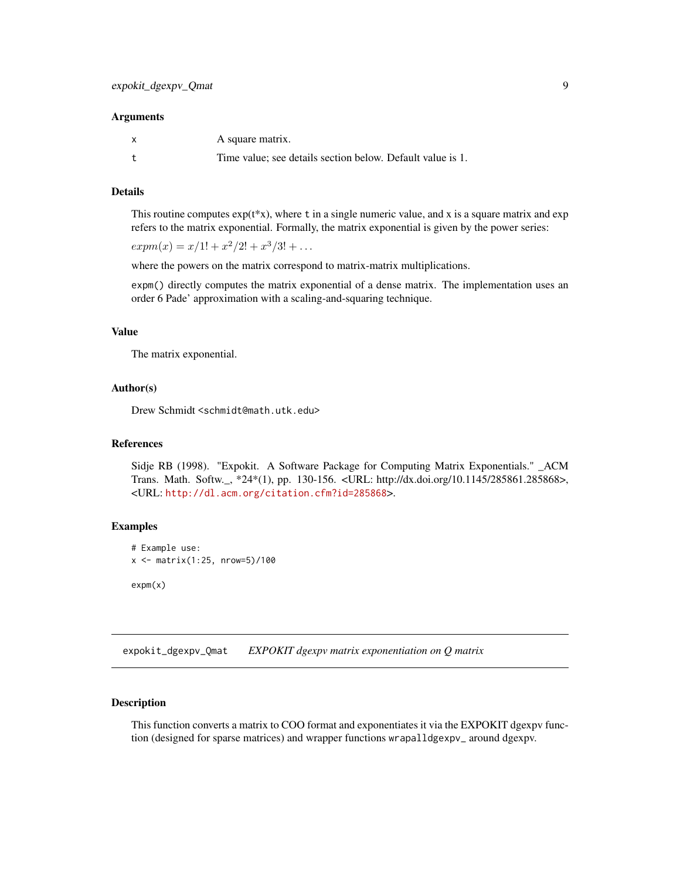### Arguments

| | |
|---|---|
| x | A square matrix. |
| t | Time value; see details section below. Default value is 1. |

### Details

This routine computes exp(t*x), where `t` in a single numeric value, and x is a square matrix and exp refers to the matrix exponential. Formally, the matrix exponential is given by the power series:

$expm(x) = x/1! + x^2/2! + x^3/3! + \ldots$

where the powers on the matrix correspond to matrix-matrix multiplications.

`expm()` directly computes the matrix exponential of a dense matrix. The implementation uses an order 6 Pade' approximation with a scaling-and-squaring technique.

### Value

The matrix exponential.

### Author(s)

Drew Schmidt <schmidt@math.utk.edu>

### References

Sidje RB (1998). "Expokit. A Software Package for Computing Matrix Exponentials." _ACM Trans. Math. Softw._, *24*(1), pp. 130-156. <URL: http://dx.doi.org/10.1145/285861.285868>, <URL: http://dl.acm.org/citation.cfm?id=285868>.

### Examples

```
# Example use:
x <- matrix(1:25, nrow=5)/100

expm(x)
```

---

## expokit_dgexpv_Qmat *EXPOKIT dgexpv matrix exponentiation on Q matrix*

---

### Description

This function converts a matrix to COO format and exponentiates it via the EXPOKIT dgexpv function (designed for sparse matrices) and wrapper functions `wrapalldgexpv_` around dgexpv.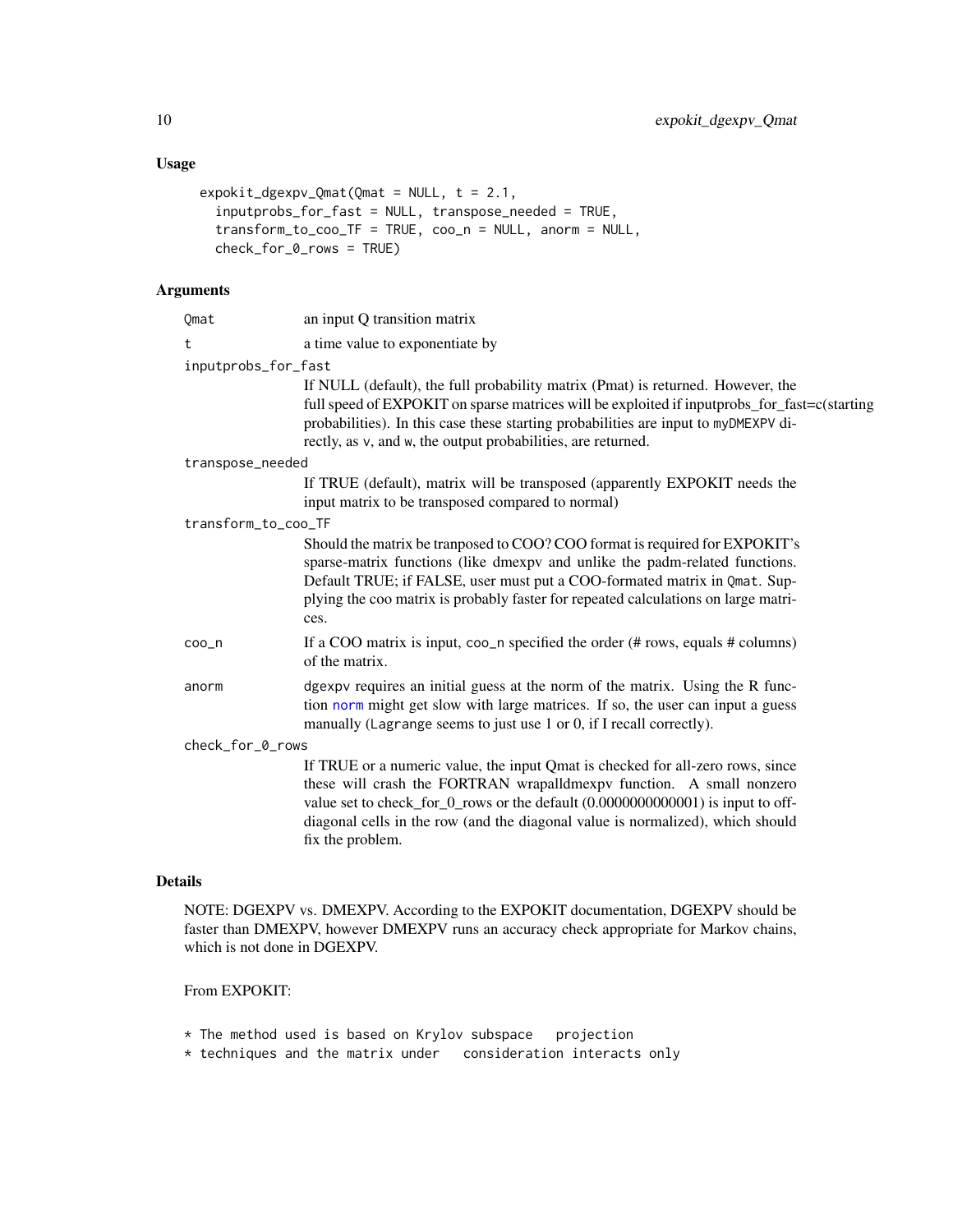### Usage

```
expokit_dgexpv_Qmat(Qmat = NULL, t = 2.1,
  inputprobs_for_fast = NULL, transpose_needed = TRUE,
  transform_to_coo_TF = TRUE, coo_n = NULL, anorm = NULL,
  check_for_0_rows = TRUE)
```

### Arguments

`Qmat` an input Q transition matrix

`t` a time value to exponentiate by

`inputprobs_for_fast`
If NULL (default), the full probability matrix (Pmat) is returned. However, the full speed of EXPOKIT on sparse matrices will be exploited if inputprobs_for_fast=c(starting probabilities). In this case these starting probabilities are input to `myDMEXPV` directly, as `v`, and `w`, the output probabilities, are returned.

`transpose_needed`
If TRUE (default), matrix will be transposed (apparently EXPOKIT needs the input matrix to be transposed compared to normal)

`transform_to_coo_TF`
Should the matrix be tranposed to COO? COO format is required for EXPOKIT's sparse-matrix functions (like dmexpv and unlike the padm-related functions. Default TRUE; if FALSE, user must put a COO-formated matrix in `Qmat`. Supplying the coo matrix is probably faster for repeated calculations on large matrices.

`coo_n` If a COO matrix is input, `coo_n` specified the order (# rows, equals # columns) of the matrix.

`anorm` dgexpv requires an initial guess at the norm of the matrix. Using the R function `norm` might get slow with large matrices. If so, the user can input a guess manually (`Lagrange` seems to just use 1 or 0, if I recall correctly).

`check_for_0_rows`
If TRUE or a numeric value, the input Qmat is checked for all-zero rows, since these will crash the FORTRAN wrapalldmexpv function. A small nonzero value set to check_for_0_rows or the default (0.0000000000001) is input to off-diagonal cells in the row (and the diagonal value is normalized), which should fix the problem.

### Details

NOTE: DGEXPV vs. DMEXPV. According to the EXPOKIT documentation, DGEXPV should be faster than DMEXPV, however DMEXPV runs an accuracy check appropriate for Markov chains, which is not done in DGEXPV.

From EXPOKIT:

```
* The method used is based on Krylov subspace   projection
* techniques and the matrix under   consideration interacts only
```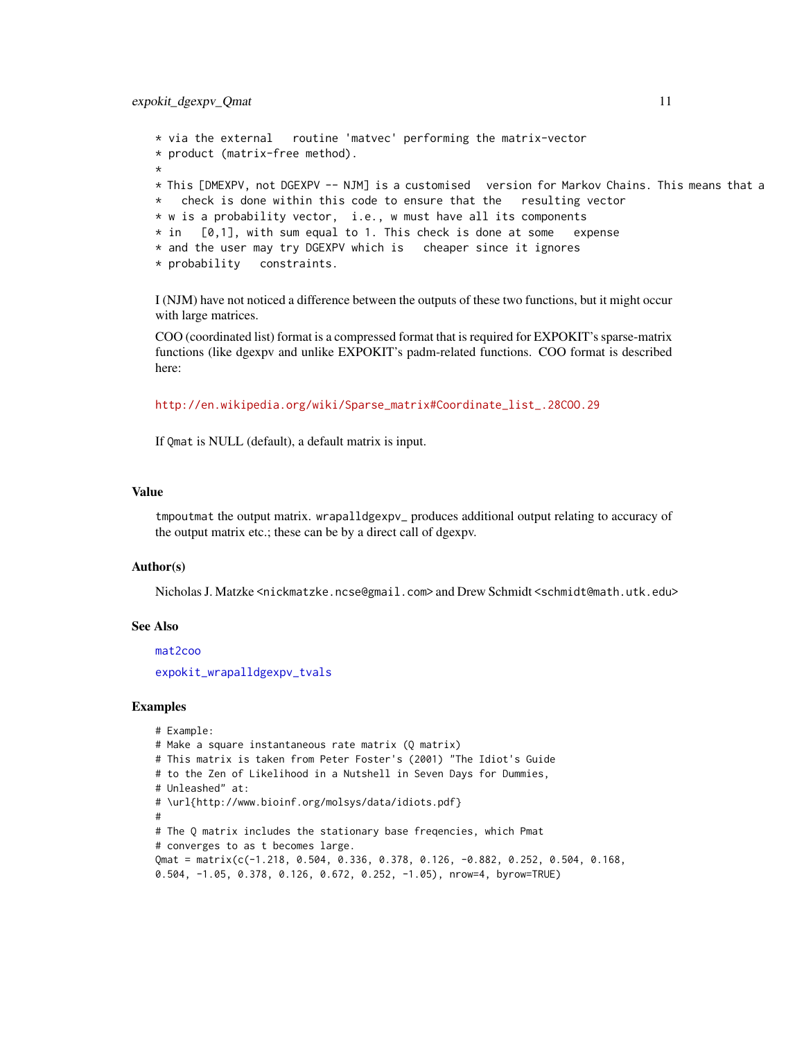```
* via the external   routine 'matvec' performing the matrix-vector
* product (matrix-free method).
*
* This [DMEXPV, not DGEXPV -- NJM] is a customised  version for Markov Chains. This means that a
*   check is done within this code to ensure that the   resulting vector
* w is a probability vector,  i.e., w must have all its components
* in   [0,1], with sum equal to 1. This check is done at some   expense
* and the user may try DGEXPV which is   cheaper since it ignores
* probability   constraints.
```

I (NJM) have not noticed a difference between the outputs of these two functions, but it might occur with large matrices.

COO (coordinated list) format is a compressed format that is required for EXPOKIT's sparse-matrix functions (like dgexpv and unlike EXPOKIT's padm-related functions. COO format is described here:

http://en.wikipedia.org/wiki/Sparse_matrix#Coordinate_list_.28COO.29

If `Qmat` is NULL (default), a default matrix is input.

### Value

`tmpoutmat` the output matrix. `wrapalldgexpv_` produces additional output relating to accuracy of the output matrix etc.; these can be by a direct call of dgexpv.

### Author(s)

Nicholas J. Matzke <nickmatzke.ncse@gmail.com> and Drew Schmidt <schmidt@math.utk.edu>

### See Also

mat2coo

expokit_wrapalldgexpv_tvals

### Examples

```
# Example:
# Make a square instantaneous rate matrix (Q matrix)
# This matrix is taken from Peter Foster's (2001) "The Idiot's Guide
# to the Zen of Likelihood in a Nutshell in Seven Days for Dummies,
# Unleashed" at:
# \url{http://www.bioinf.org/molsys/data/idiots.pdf}
#
# The Q matrix includes the stationary base freqencies, which Pmat
# converges to as t becomes large.
Qmat = matrix(c(-1.218, 0.504, 0.336, 0.378, 0.126, -0.882, 0.252, 0.504, 0.168,
0.504, -1.05, 0.378, 0.126, 0.672, 0.252, -1.05), nrow=4, byrow=TRUE)
```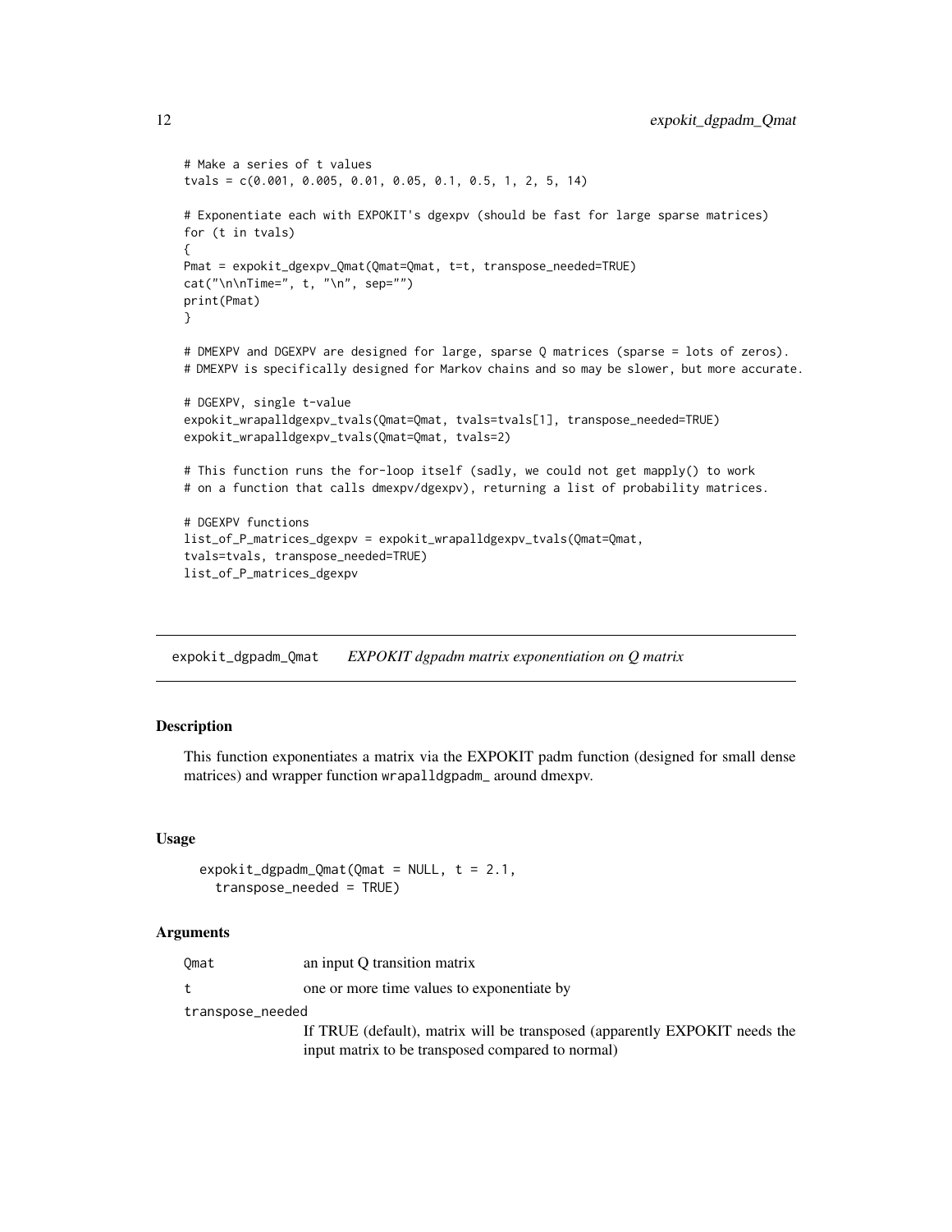```
# Make a series of t values
tvals = c(0.001, 0.005, 0.01, 0.05, 0.1, 0.5, 1, 2, 5, 14)

# Exponentiate each with EXPOKIT's dgexpv (should be fast for large sparse matrices)
for (t in tvals)
{
Pmat = expokit_dgexpv_Qmat(Qmat=Qmat, t=t, transpose_needed=TRUE)
cat("\n\nTime=", t, "\n", sep="")
print(Pmat)
}

# DMEXPV and DGEXPV are designed for large, sparse Q matrices (sparse = lots of zeros).
# DMEXPV is specifically designed for Markov chains and so may be slower, but more accurate.

# DGEXPV, single t-value
expokit_wrapalldgexpv_tvals(Qmat=Qmat, tvals=tvals[1], transpose_needed=TRUE)
expokit_wrapalldgexpv_tvals(Qmat=Qmat, tvals=2)

# This function runs the for-loop itself (sadly, we could not get mapply() to work
# on a function that calls dmexpv/dgexpv), returning a list of probability matrices.

# DGEXPV functions
list_of_P_matrices_dgexpv = expokit_wrapalldgexpv_tvals(Qmat=Qmat,
tvals=tvals, transpose_needed=TRUE)
list_of_P_matrices_dgexpv
```

## expokit_dgpadm_Qmat — *EXPOKIT dgpadm matrix exponentiation on Q matrix*

### Description

This function exponentiates a matrix via the EXPOKIT padm function (designed for small dense matrices) and wrapper function `wrapalldgpadm_` around dmexpv.

### Usage

```
expokit_dgpadm_Qmat(Qmat = NULL, t = 2.1,
  transpose_needed = TRUE)
```

### Arguments

| | |
|---|---|
| `Qmat` | an input Q transition matrix |
| `t` | one or more time values to exponentiate by |
| `transpose_needed` | If TRUE (default), matrix will be transposed (apparently EXPOKIT needs the input matrix to be transposed compared to normal) |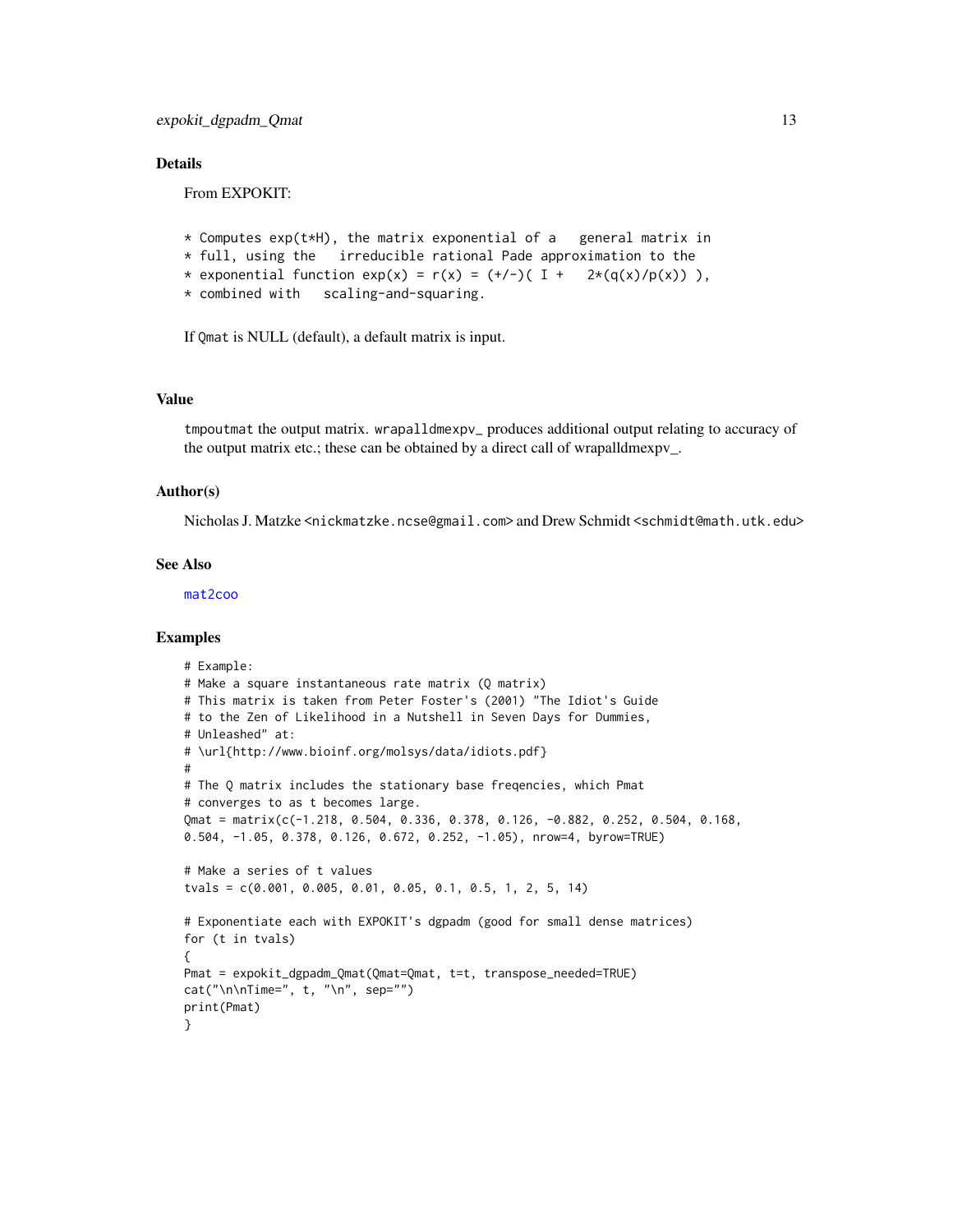## Details

From EXPOKIT:

```
* Computes exp(t*H), the matrix exponential of a   general matrix in
* full, using the   irreducible rational Pade approximation to the
* exponential function exp(x) = r(x) = (+/-)( I +   2*(q(x)/p(x)) ),
* combined with   scaling-and-squaring.
```

If `Qmat` is NULL (default), a default matrix is input.

## Value

`tmpoutmat` the output matrix. `wrapalldmexpv_` produces additional output relating to accuracy of the output matrix etc.; these can be obtained by a direct call of wrapalldmexpv_.

## Author(s)

Nicholas J. Matzke <`nickmatzke.ncse@gmail.com`> and Drew Schmidt <`schmidt@math.utk.edu`>

## See Also

`mat2coo`

## Examples

```
# Example:
# Make a square instantaneous rate matrix (Q matrix)
# This matrix is taken from Peter Foster's (2001) "The Idiot's Guide
# to the Zen of Likelihood in a Nutshell in Seven Days for Dummies,
# Unleashed" at:
# \url{http://www.bioinf.org/molsys/data/idiots.pdf}
#
# The Q matrix includes the stationary base freqencies, which Pmat
# converges to as t becomes large.
Qmat = matrix(c(-1.218, 0.504, 0.336, 0.378, 0.126, -0.882, 0.252, 0.504, 0.168,
0.504, -1.05, 0.378, 0.126, 0.672, 0.252, -1.05), nrow=4, byrow=TRUE)

# Make a series of t values
tvals = c(0.001, 0.005, 0.01, 0.05, 0.1, 0.5, 1, 2, 5, 14)

# Exponentiate each with EXPOKIT's dgpadm (good for small dense matrices)
for (t in tvals)
{
Pmat = expokit_dgpadm_Qmat(Qmat=Qmat, t=t, transpose_needed=TRUE)
cat("\n\nTime=", t, "\n", sep="")
print(Pmat)
}
```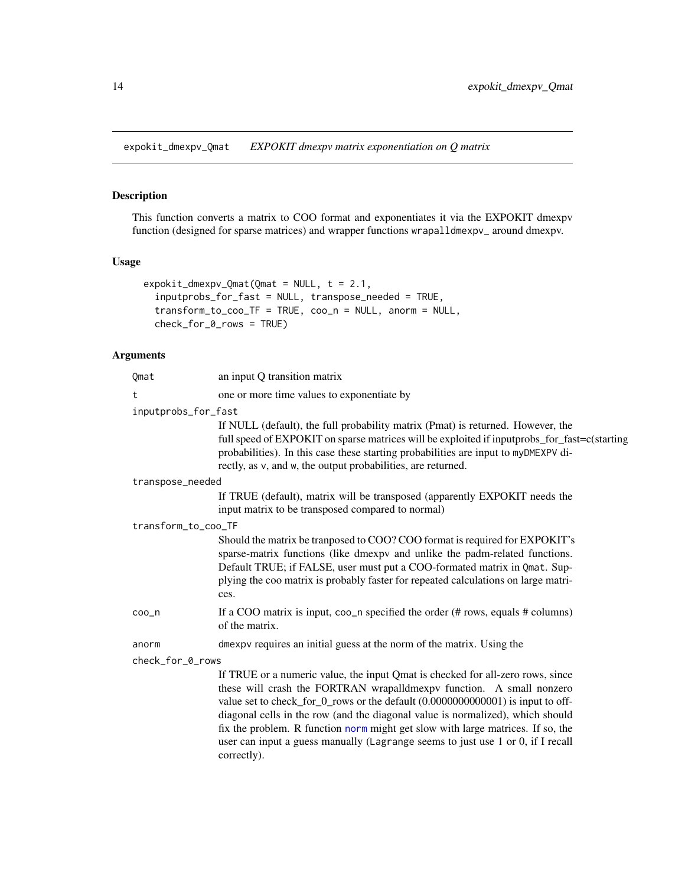## expokit_dmexpv_Qmat — *EXPOKIT dmexpv matrix exponentiation on Q matrix*

### Description

This function converts a matrix to COO format and exponentiates it via the EXPOKIT dmexpv function (designed for sparse matrices) and wrapper functions `wrapalldmexpv_` around dmexpv.

### Usage

```
expokit_dmexpv_Qmat(Qmat = NULL, t = 2.1,
  inputprobs_for_fast = NULL, transpose_needed = TRUE,
  transform_to_coo_TF = TRUE, coo_n = NULL, anorm = NULL,
  check_for_0_rows = TRUE)
```

### Arguments

`Qmat`
: an input Q transition matrix

`t`
: one or more time values to exponentiate by

`inputprobs_for_fast`
: If NULL (default), the full probability matrix (Pmat) is returned. However, the full speed of EXPOKIT on sparse matrices will be exploited if inputprobs_for_fast=c(starting probabilities). In this case these starting probabilities are input to `myDMEXPV` directly, as `v`, and `w`, the output probabilities, are returned.

`transpose_needed`
: If TRUE (default), matrix will be transposed (apparently EXPOKIT needs the input matrix to be transposed compared to normal)

`transform_to_coo_TF`
: Should the matrix be tranposed to COO? COO format is required for EXPOKIT's sparse-matrix functions (like dmexpv and unlike the padm-related functions. Default TRUE; if FALSE, user must put a COO-formated matrix in `Qmat`. Supplying the coo matrix is probably faster for repeated calculations on large matrices.

`coo_n`
: If a COO matrix is input, `coo_n` specified the order (# rows, equals # columns) of the matrix.

`anorm`
: dmexpv requires an initial guess at the norm of the matrix. Using the

`check_for_0_rows`
: If TRUE or a numeric value, the input Qmat is checked for all-zero rows, since these will crash the FORTRAN wrapalldmexpv function. A small nonzero value set to check_for_0_rows or the default (0.0000000000001) is input to off-diagonal cells in the row (and the diagonal value is normalized), which should fix the problem. R function norm might get slow with large matrices. If so, the user can input a guess manually (`Lagrange` seems to just use 1 or 0, if I recall correctly).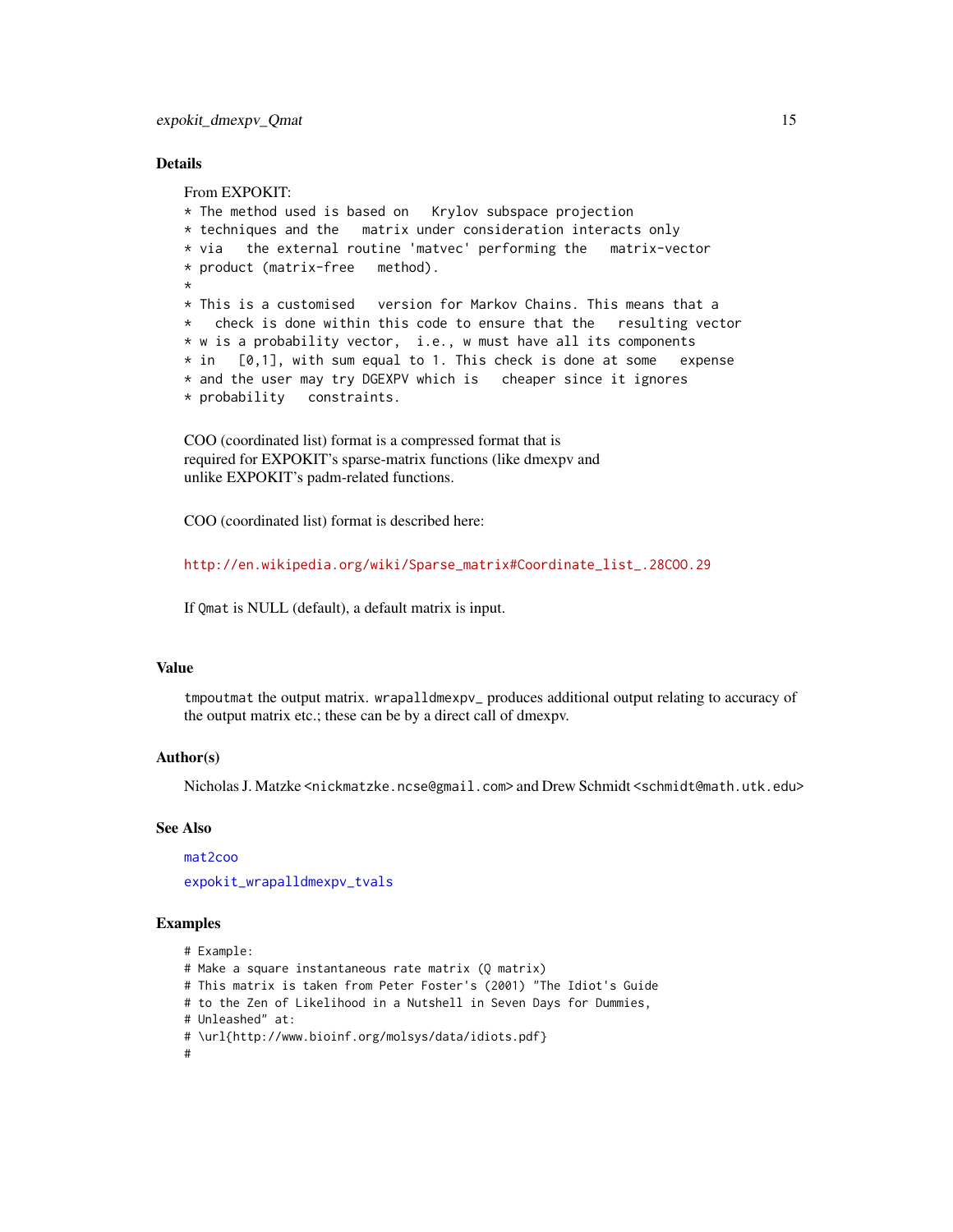### Details

From EXPOKIT:

```
* The method used is based on   Krylov subspace projection
* techniques and the   matrix under consideration interacts only
* via   the external routine 'matvec' performing the   matrix-vector
* product (matrix-free   method).
*
* This is a customised   version for Markov Chains. This means that a
*   check is done within this code to ensure that the   resulting vector
* w is a probability vector,  i.e., w must have all its components
* in   [0,1], with sum equal to 1. This check is done at some   expense
* and the user may try DGEXPV which is   cheaper since it ignores
* probability   constraints.
```

COO (coordinated list) format is a compressed format that is required for EXPOKIT's sparse-matrix functions (like dmexpv and unlike EXPOKIT's padm-related functions.

COO (coordinated list) format is described here:

http://en.wikipedia.org/wiki/Sparse_matrix#Coordinate_list_.28COO.29

If `Qmat` is NULL (default), a default matrix is input.

### Value

`tmpoutmat` the output matrix. `wrapalldmexpv_` produces additional output relating to accuracy of the output matrix etc.; these can be by a direct call of dmexpv.

### Author(s)

Nicholas J. Matzke <nickmatzke.ncse@gmail.com> and Drew Schmidt <schmidt@math.utk.edu>

### See Also

`mat2coo`

`expokit_wrapalldmexpv_tvals`

### Examples

```
# Example:
# Make a square instantaneous rate matrix (Q matrix)
# This matrix is taken from Peter Foster's (2001) "The Idiot's Guide
# to the Zen of Likelihood in a Nutshell in Seven Days for Dummies,
# Unleashed" at:
# \url{http://www.bioinf.org/molsys/data/idiots.pdf}
#
```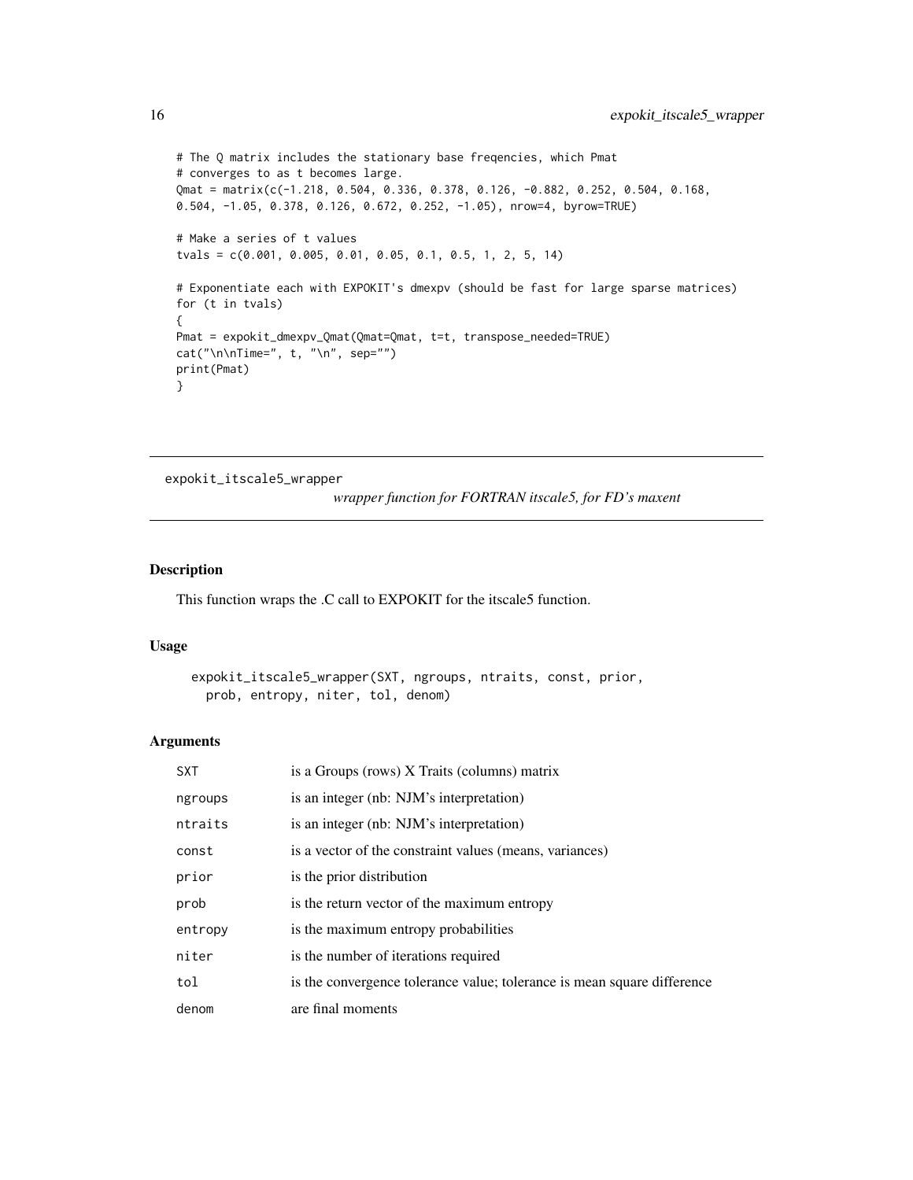```
# The Q matrix includes the stationary base freqencies, which Pmat
# converges to as t becomes large.
Qmat = matrix(c(-1.218, 0.504, 0.336, 0.378, 0.126, -0.882, 0.252, 0.504, 0.168,
0.504, -1.05, 0.378, 0.126, 0.672, 0.252, -1.05), nrow=4, byrow=TRUE)

# Make a series of t values
tvals = c(0.001, 0.005, 0.01, 0.05, 0.1, 0.5, 1, 2, 5, 14)

# Exponentiate each with EXPOKIT's dmexpv (should be fast for large sparse matrices)
for (t in tvals)
{
Pmat = expokit_dmexpv_Qmat(Qmat=Qmat, t=t, transpose_needed=TRUE)
cat("\n\nTime=", t, "\n", sep="")
print(Pmat)
}
```

---

## expokit_itscale5_wrapper

*wrapper function for FORTRAN itscale5, for FD's maxent*

### Description

This function wraps the .C call to EXPOKIT for the itscale5 function.

### Usage

```
expokit_itscale5_wrapper(SXT, ngroups, ntraits, const, prior,
  prob, entropy, niter, tol, denom)
```

### Arguments

| | |
|---|---|
| SXT | is a Groups (rows) X Traits (columns) matrix |
| ngroups | is an integer (nb: NJM's interpretation) |
| ntraits | is an integer (nb: NJM's interpretation) |
| const | is a vector of the constraint values (means, variances) |
| prior | is the prior distribution |
| prob | is the return vector of the maximum entropy |
| entropy | is the maximum entropy probabilities |
| niter | is the number of iterations required |
| tol | is the convergence tolerance value; tolerance is mean square difference |
| denom | are final moments |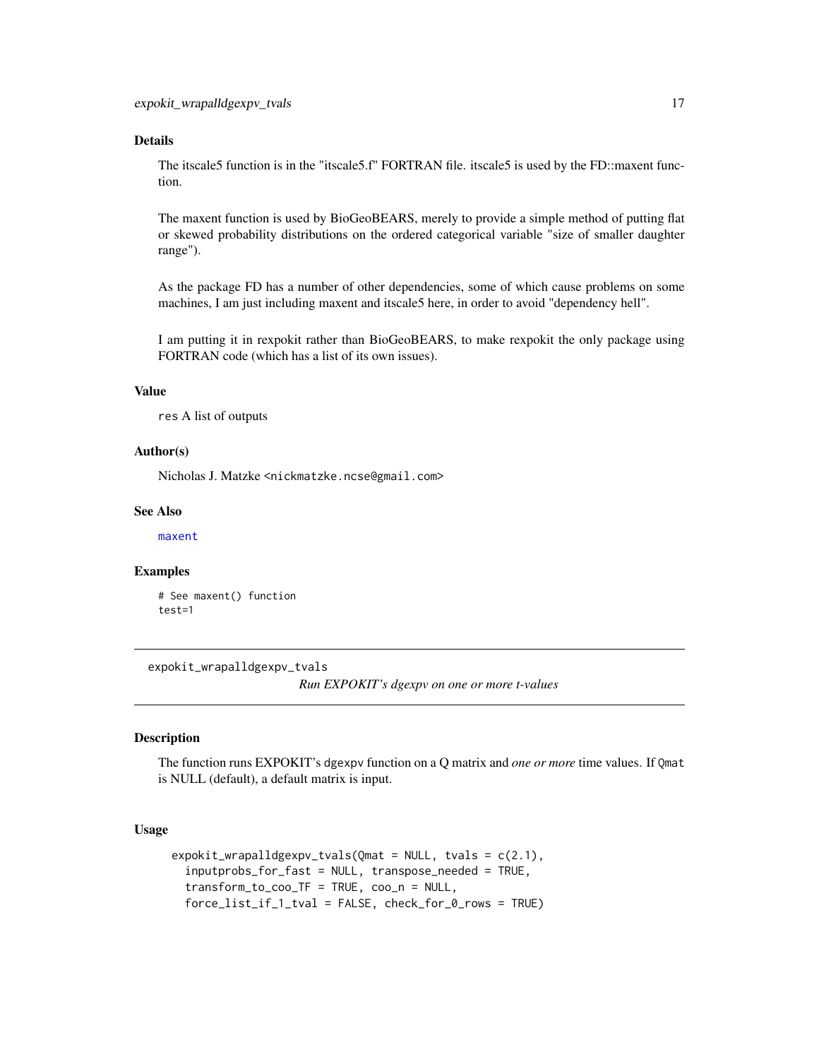## Details

The itscale5 function is in the "itscale5.f" FORTRAN file. itscale5 is used by the FD::maxent function.

The maxent function is used by BioGeoBEARS, merely to provide a simple method of putting flat or skewed probability distributions on the ordered categorical variable "size of smaller daughter range").

As the package FD has a number of other dependencies, some of which cause problems on some machines, I am just including maxent and itscale5 here, in order to avoid "dependency hell".

I am putting it in rexpokit rather than BioGeoBEARS, to make rexpokit the only package using FORTRAN code (which has a list of its own issues).

## Value

`res` A list of outputs

## Author(s)

Nicholas J. Matzke <nickmatzke.ncse@gmail.com>

## See Also

maxent

## Examples

```
# See maxent() function
test=1
```

---

# expokit_wrapalldgexpv_tvals

*Run EXPOKIT's dgexpv on one or more t-values*

---

## Description

The function runs EXPOKIT's `dgexpv` function on a Q matrix and *one or more* time values. If `Qmat` is NULL (default), a default matrix is input.

## Usage

```
expokit_wrapalldgexpv_tvals(Qmat = NULL, tvals = c(2.1),
  inputprobs_for_fast = NULL, transpose_needed = TRUE,
  transform_to_coo_TF = TRUE, coo_n = NULL,
  force_list_if_1_tval = FALSE, check_for_0_rows = TRUE)
```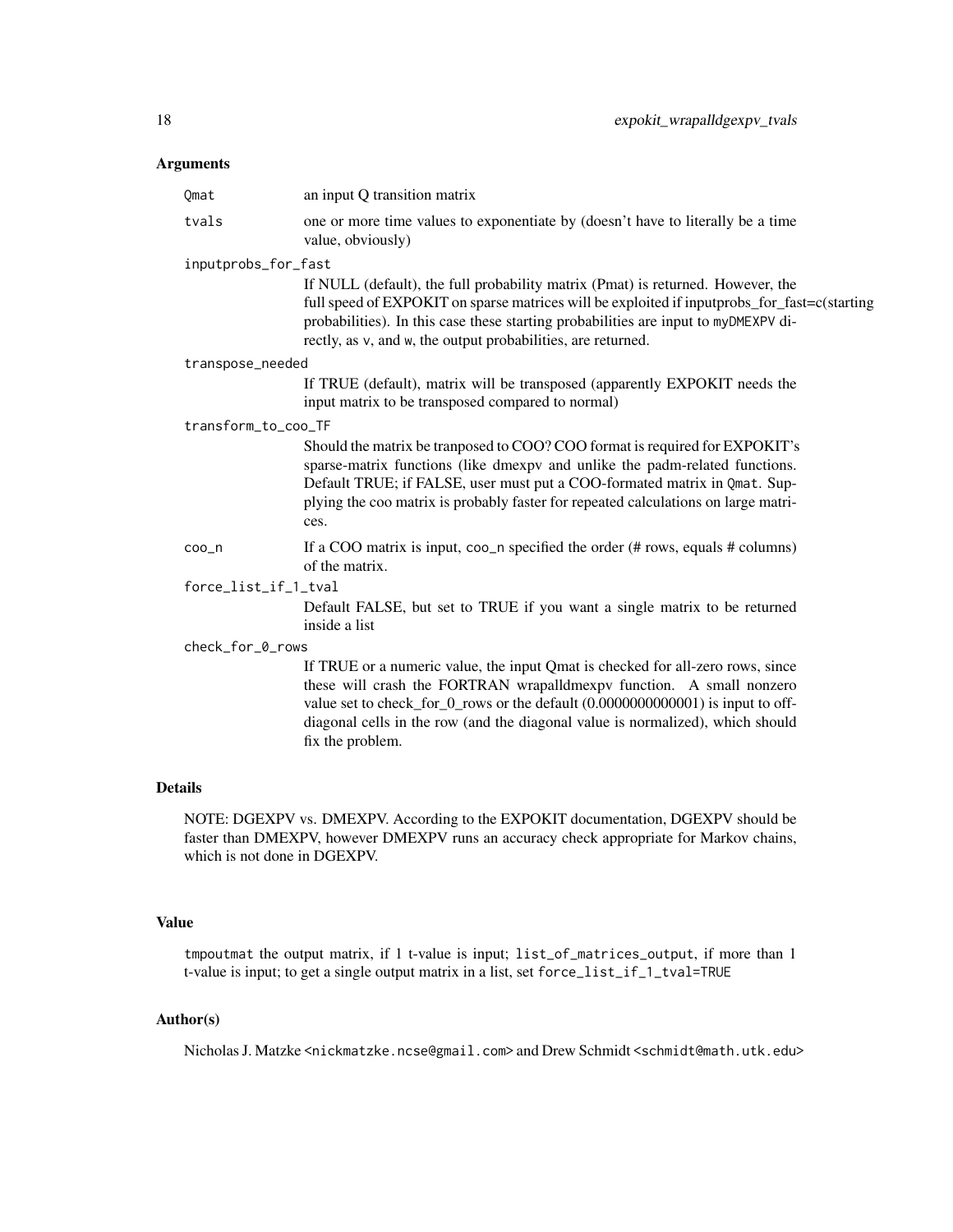### Arguments

- `Qmat` — an input Q transition matrix
- `tvals` — one or more time values to exponentiate by (doesn't have to literally be a time value, obviously)
- `inputprobs_for_fast` — If NULL (default), the full probability matrix (Pmat) is returned. However, the full speed of EXPOKIT on sparse matrices will be exploited if inputprobs_for_fast=c(starting probabilities). In this case these starting probabilities are input to `myDMEXPV` directly, as `v`, and `w`, the output probabilities, are returned.
- `transpose_needed` — If TRUE (default), matrix will be transposed (apparently EXPOKIT needs the input matrix to be transposed compared to normal)
- `transform_to_coo_TF` — Should the matrix be tranposed to COO? COO format is required for EXPOKIT's sparse-matrix functions (like dmexpv and unlike the padm-related functions. Default TRUE; if FALSE, user must put a COO-formated matrix in `Qmat`. Supplying the coo matrix is probably faster for repeated calculations on large matrices.
- `coo_n` — If a COO matrix is input, `coo_n` specified the order (# rows, equals # columns) of the matrix.
- `force_list_if_1_tval` — Default FALSE, but set to TRUE if you want a single matrix to be returned inside a list
- `check_for_0_rows` — If TRUE or a numeric value, the input Qmat is checked for all-zero rows, since these will crash the FORTRAN wrapalldmexpv function. A small nonzero value set to check_for_0_rows or the default (0.0000000000001) is input to off-diagonal cells in the row (and the diagonal value is normalized), which should fix the problem.

### Details

NOTE: DGEXPV vs. DMEXPV. According to the EXPOKIT documentation, DGEXPV should be faster than DMEXPV, however DMEXPV runs an accuracy check appropriate for Markov chains, which is not done in DGEXPV.

### Value

`tmpoutmat` the output matrix, if 1 t-value is input; `list_of_matrices_output`, if more than 1 t-value is input; to get a single output matrix in a list, set `force_list_if_1_tval=TRUE`

### Author(s)

Nicholas J. Matzke <`nickmatzke.ncse@gmail.com`> and Drew Schmidt <`schmidt@math.utk.edu`>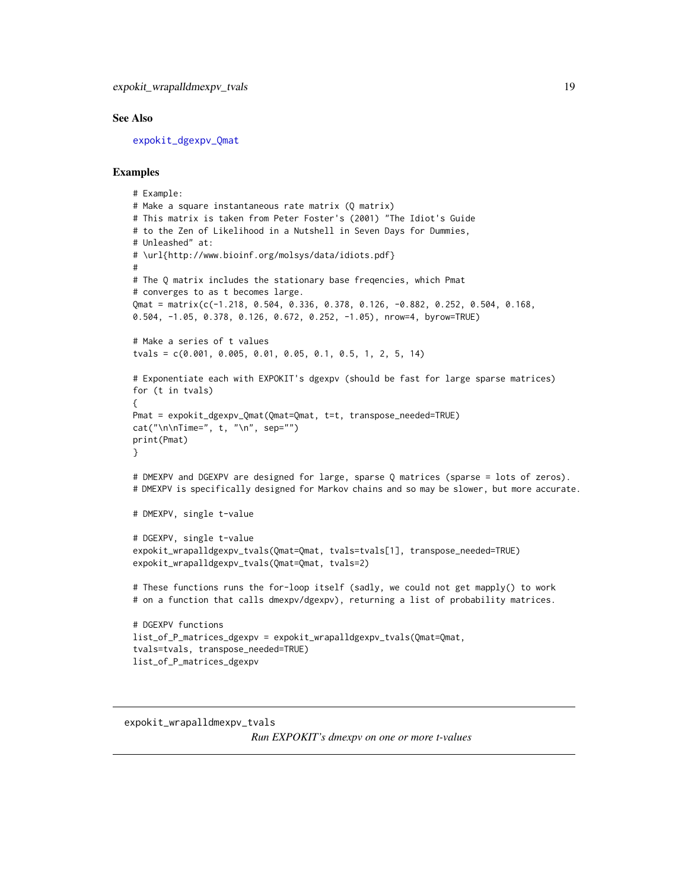### See Also

expokit_dgexpv_Qmat

### Examples

```
# Example:
# Make a square instantaneous rate matrix (Q matrix)
# This matrix is taken from Peter Foster's (2001) "The Idiot's Guide
# to the Zen of Likelihood in a Nutshell in Seven Days for Dummies,
# Unleashed" at:
# \url{http://www.bioinf.org/molsys/data/idiots.pdf}
#
# The Q matrix includes the stationary base freqencies, which Pmat
# converges to as t becomes large.
Qmat = matrix(c(-1.218, 0.504, 0.336, 0.378, 0.126, -0.882, 0.252, 0.504, 0.168,
0.504, -1.05, 0.378, 0.126, 0.672, 0.252, -1.05), nrow=4, byrow=TRUE)

# Make a series of t values
tvals = c(0.001, 0.005, 0.01, 0.05, 0.1, 0.5, 1, 2, 5, 14)

# Exponentiate each with EXPOKIT's dgexpv (should be fast for large sparse matrices)
for (t in tvals)
{
Pmat = expokit_dgexpv_Qmat(Qmat=Qmat, t=t, transpose_needed=TRUE)
cat("\n\nTime=", t, "\n", sep="")
print(Pmat)
}

# DMEXPV and DGEXPV are designed for large, sparse Q matrices (sparse = lots of zeros).
# DMEXPV is specifically designed for Markov chains and so may be slower, but more accurate.

# DMEXPV, single t-value

# DGEXPV, single t-value
expokit_wrapalldgexpv_tvals(Qmat=Qmat, tvals=tvals[1], transpose_needed=TRUE)
expokit_wrapalldgexpv_tvals(Qmat=Qmat, tvals=2)

# These functions runs the for-loop itself (sadly, we could not get mapply() to work
# on a function that calls dmexpv/dgexpv), returning a list of probability matrices.

# DGEXPV functions
list_of_P_matrices_dgexpv = expokit_wrapalldgexpv_tvals(Qmat=Qmat,
tvals=tvals, transpose_needed=TRUE)
list_of_P_matrices_dgexpv
```

---

## expokit_wrapalldmexpv_tvals

*Run EXPOKIT's dmexpv on one or more t-values*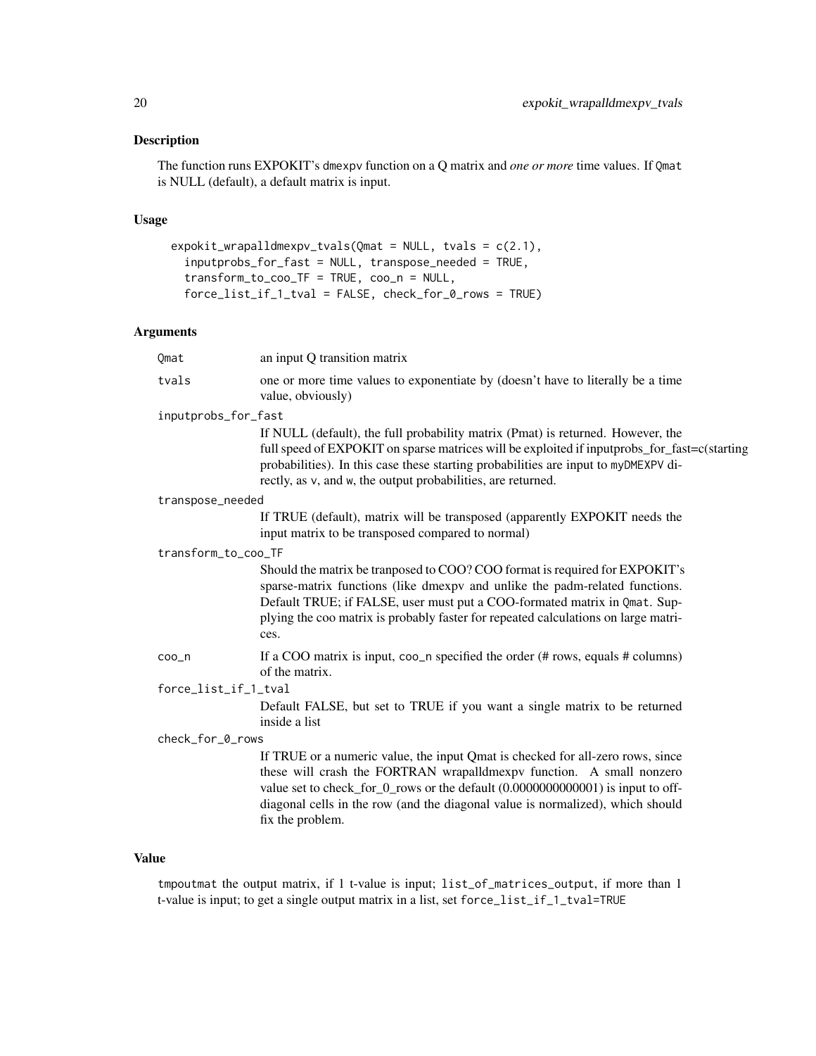## Description

The function runs EXPOKIT's dmexpv function on a Q matrix and *one or more* time values. If Qmat is NULL (default), a default matrix is input.

## Usage

```
expokit_wrapalldmexpv_tvals(Qmat = NULL, tvals = c(2.1),
  inputprobs_for_fast = NULL, transpose_needed = TRUE,
  transform_to_coo_TF = TRUE, coo_n = NULL,
  force_list_if_1_tval = FALSE, check_for_0_rows = TRUE)
```

## Arguments

- `Qmat` — an input Q transition matrix
- `tvals` — one or more time values to exponentiate by (doesn't have to literally be a time value, obviously)
- `inputprobs_for_fast` — If NULL (default), the full probability matrix (Pmat) is returned. However, the full speed of EXPOKIT on sparse matrices will be exploited if inputprobs_for_fast=c(starting probabilities). In this case these starting probabilities are input to `myDMEXPV` directly, as `v`, and `w`, the output probabilities, are returned.
- `transpose_needed` — If TRUE (default), matrix will be transposed (apparently EXPOKIT needs the input matrix to be transposed compared to normal)
- `transform_to_coo_TF` — Should the matrix be tranposed to COO? COO format is required for EXPOKIT's sparse-matrix functions (like dmexpv and unlike the padm-related functions. Default TRUE; if FALSE, user must put a COO-formated matrix in `Qmat`. Supplying the coo matrix is probably faster for repeated calculations on large matrices.
- `coo_n` — If a COO matrix is input, `coo_n` specified the order (# rows, equals # columns) of the matrix.
- `force_list_if_1_tval` — Default FALSE, but set to TRUE if you want a single matrix to be returned inside a list
- `check_for_0_rows` — If TRUE or a numeric value, the input Qmat is checked for all-zero rows, since these will crash the FORTRAN wrapalldmexpv function. A small nonzero value set to check_for_0_rows or the default (0.0000000000001) is input to off-diagonal cells in the row (and the diagonal value is normalized), which should fix the problem.

## Value

tmpoutmat the output matrix, if 1 t-value is input; `list_of_matrices_output`, if more than 1 t-value is input; to get a single output matrix in a list, set `force_list_if_1_tval=TRUE`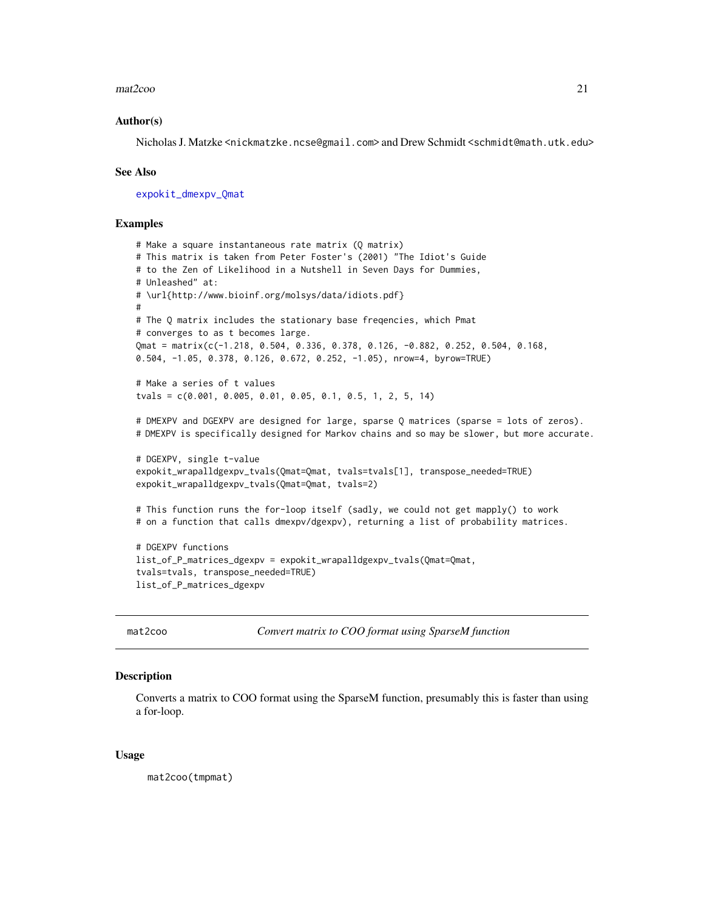### Author(s)

Nicholas J. Matzke <nickmatzke.ncse@gmail.com> and Drew Schmidt <schmidt@math.utk.edu>

### See Also

expokit_dmexpv_Qmat

### Examples

```
# Make a square instantaneous rate matrix (Q matrix)
# This matrix is taken from Peter Foster's (2001) "The Idiot's Guide
# to the Zen of Likelihood in a Nutshell in Seven Days for Dummies,
# Unleashed" at:
# \url{http://www.bioinf.org/molsys/data/idiots.pdf}
#
# The Q matrix includes the stationary base freqencies, which Pmat
# converges to as t becomes large.
Qmat = matrix(c(-1.218, 0.504, 0.336, 0.378, 0.126, -0.882, 0.252, 0.504, 0.168,
0.504, -1.05, 0.378, 0.126, 0.672, 0.252, -1.05), nrow=4, byrow=TRUE)

# Make a series of t values
tvals = c(0.001, 0.005, 0.01, 0.05, 0.1, 0.5, 1, 2, 5, 14)

# DMEXPV and DGEXPV are designed for large, sparse Q matrices (sparse = lots of zeros).
# DMEXPV is specifically designed for Markov chains and so may be slower, but more accurate.

# DGEXPV, single t-value
expokit_wrapalldgexpv_tvals(Qmat=Qmat, tvals=tvals[1], transpose_needed=TRUE)
expokit_wrapalldgexpv_tvals(Qmat=Qmat, tvals=2)

# This function runs the for-loop itself (sadly, we could not get mapply() to work
# on a function that calls dmexpv/dgexpv), returning a list of probability matrices.

# DGEXPV functions
list_of_P_matrices_dgexpv = expokit_wrapalldgexpv_tvals(Qmat=Qmat,
tvals=tvals, transpose_needed=TRUE)
list_of_P_matrices_dgexpv
```

---

## mat2coo — *Convert matrix to COO format using SparseM function*

### Description

Converts a matrix to COO format using the SparseM function, presumably this is faster than using a for-loop.

### Usage

```
mat2coo(tmpmat)
```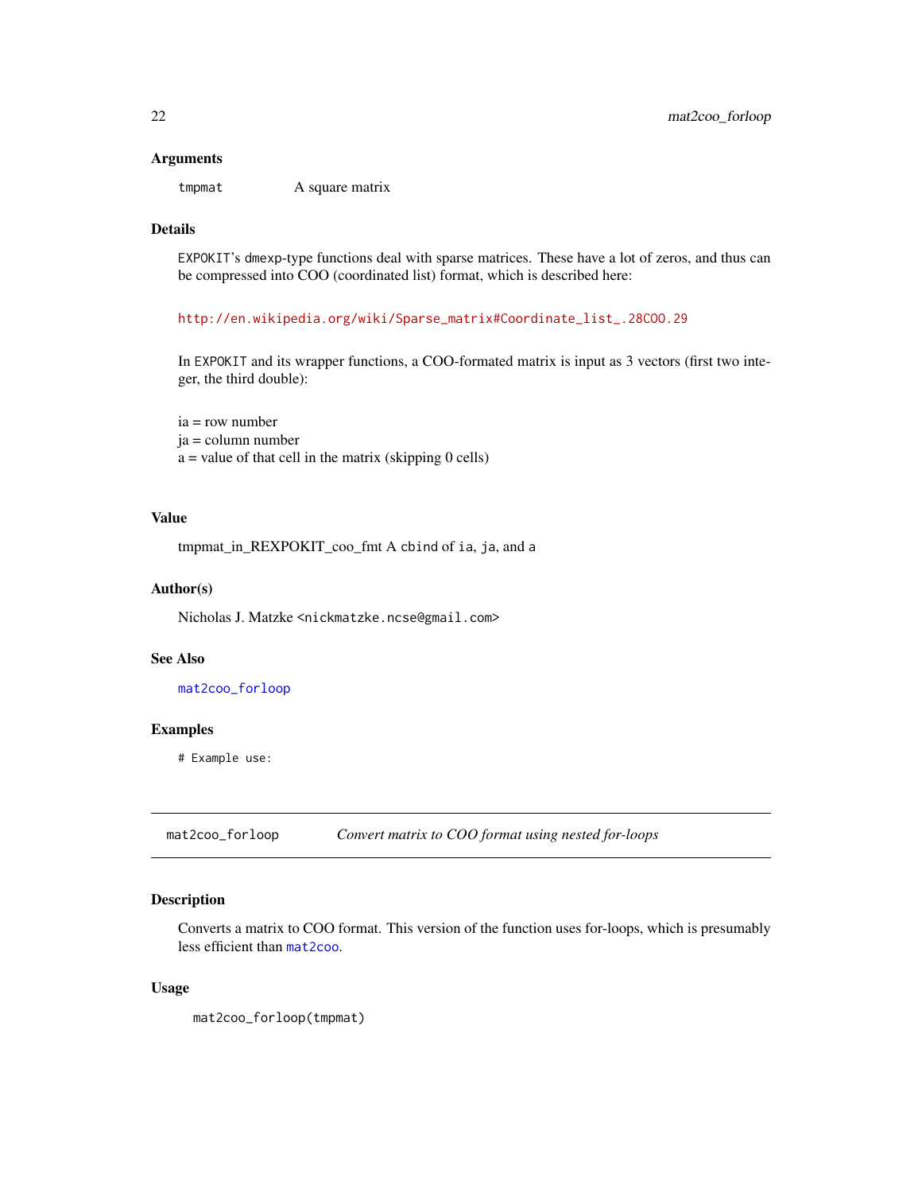### Arguments

`tmpmat` A square matrix

### Details

EXPOKIT's dmexp-type functions deal with sparse matrices. These have a lot of zeros, and thus can be compressed into COO (coordinated list) format, which is described here:

http://en.wikipedia.org/wiki/Sparse_matrix#Coordinate_list_.28COO.29

In EXPOKIT and its wrapper functions, a COO-formated matrix is input as 3 vectors (first two integer, the third double):

ia = row number
ja = column number
a = value of that cell in the matrix (skipping 0 cells)

### Value

tmpmat_in_REXPOKIT_coo_fmt A `cbind` of `ia`, `ja`, and `a`

### Author(s)

Nicholas J. Matzke <nickmatzke.ncse@gmail.com>

### See Also

`mat2coo_forloop`

### Examples

```
# Example use:
```

---

## mat2coo_forloop *Convert matrix to COO format using nested for-loops*

---

### Description

Converts a matrix to COO format. This version of the function uses for-loops, which is presumably less efficient than `mat2coo`.

### Usage

```
mat2coo_forloop(tmpmat)
```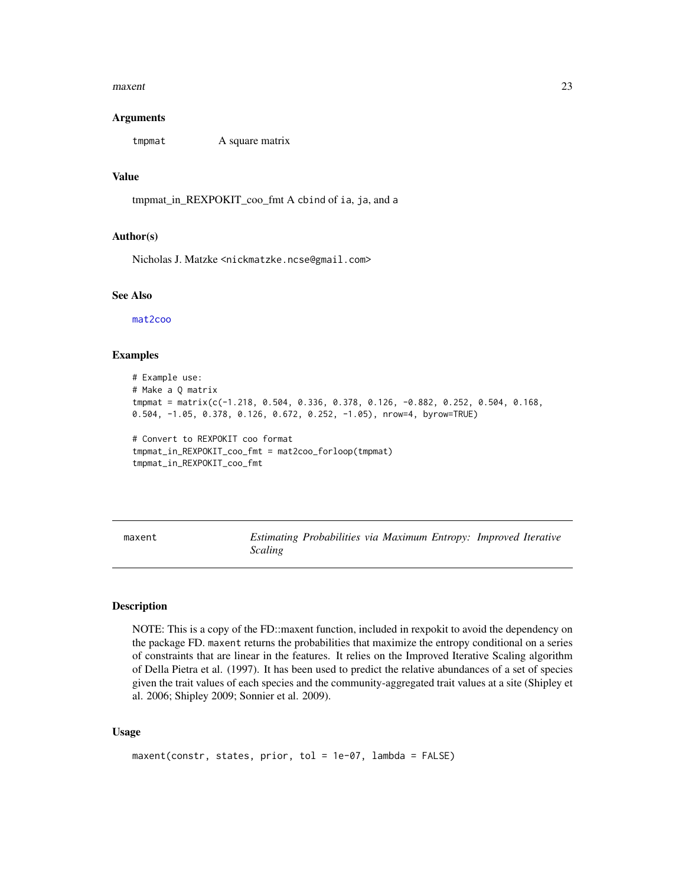### Arguments

| | |
|---|---|
| tmpmat | A square matrix |

### Value

tmpmat_in_REXPOKIT_coo_fmt A cbind of ia, ja, and a

### Author(s)

Nicholas J. Matzke <nickmatzke.ncse@gmail.com>

### See Also

mat2coo

### Examples

```
# Example use:
# Make a Q matrix
tmpmat = matrix(c(-1.218, 0.504, 0.336, 0.378, 0.126, -0.882, 0.252, 0.504, 0.168,
0.504, -1.05, 0.378, 0.126, 0.672, 0.252, -1.05), nrow=4, byrow=TRUE)

# Convert to REXPOKIT coo format
tmpmat_in_REXPOKIT_coo_fmt = mat2coo_forloop(tmpmat)
tmpmat_in_REXPOKIT_coo_fmt
```

---

## maxent — *Estimating Probabilities via Maximum Entropy: Improved Iterative Scaling*

### Description

NOTE: This is a copy of the FD::maxent function, included in rexpokit to avoid the dependency on the package FD. maxent returns the probabilities that maximize the entropy conditional on a series of constraints that are linear in the features. It relies on the Improved Iterative Scaling algorithm of Della Pietra et al. (1997). It has been used to predict the relative abundances of a set of species given the trait values of each species and the community-aggregated trait values at a site (Shipley et al. 2006; Shipley 2009; Sonnier et al. 2009).

### Usage

```
maxent(constr, states, prior, tol = 1e-07, lambda = FALSE)
```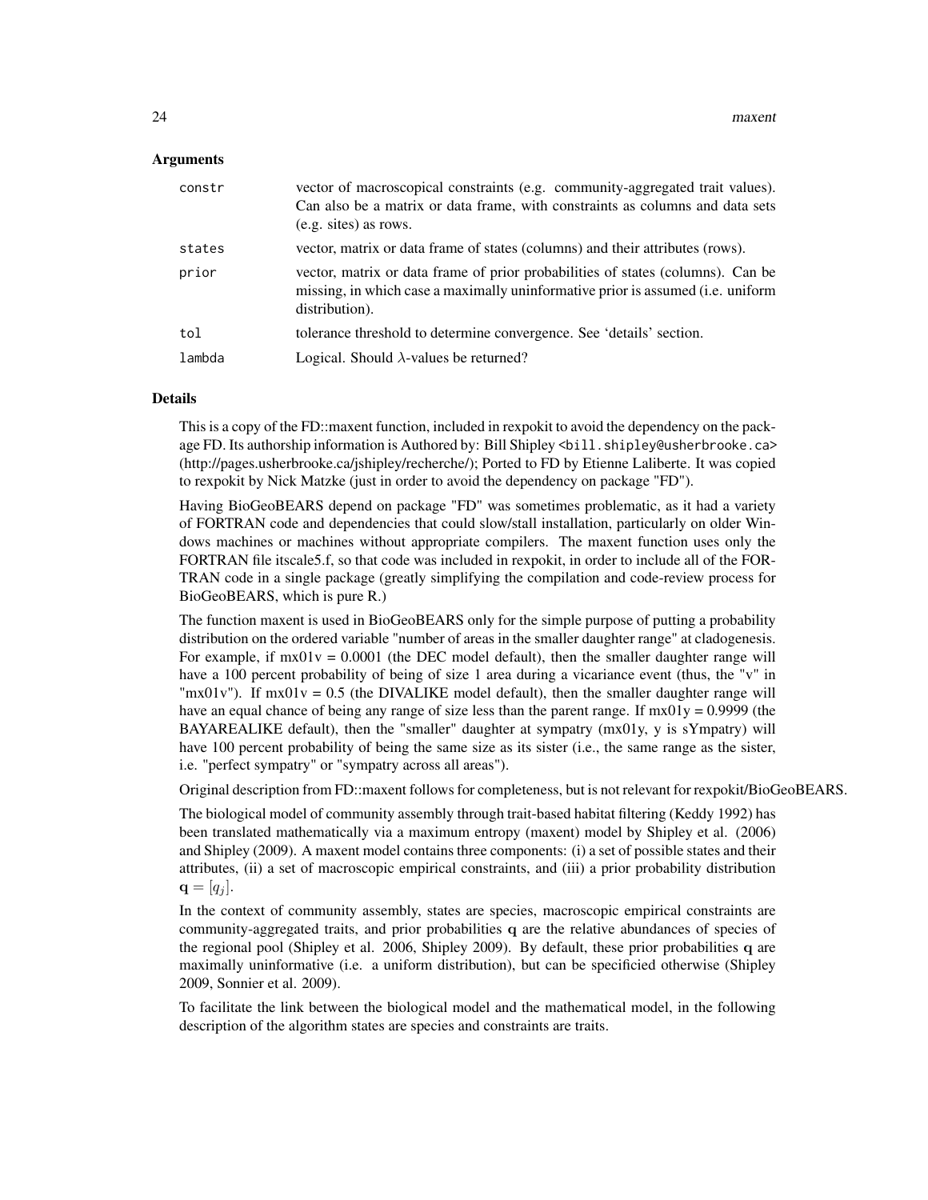## Arguments

| | |
|---|---|
| `constr` | vector of macroscopical constraints (e.g. community-aggregated trait values). Can also be a matrix or data frame, with constraints as columns and data sets (e.g. sites) as rows. |
| `states` | vector, matrix or data frame of states (columns) and their attributes (rows). |
| `prior` | vector, matrix or data frame of prior probabilities of states (columns). Can be missing, in which case a maximally uninformative prior is assumed (i.e. uniform distribution). |
| `tol` | tolerance threshold to determine convergence. See 'details' section. |
| `lambda` | Logical. Should $\lambda$-values be returned? |

## Details

This is a copy of the FD::maxent function, included in rexpokit to avoid the dependency on the package FD. Its authorship information is Authored by: Bill Shipley `<bill.shipley@usherbrooke.ca>` (http://pages.usherbrooke.ca/jshipley/recherche/); Ported to FD by Etienne Laliberte. It was copied to rexpokit by Nick Matzke (just in order to avoid the dependency on package "FD").

Having BioGeoBEARS depend on package "FD" was sometimes problematic, as it had a variety of FORTRAN code and dependencies that could slow/stall installation, particularly on older Windows machines or machines without appropriate compilers. The maxent function uses only the FORTRAN file itscale5.f, so that code was included in rexpokit, in order to include all of the FORTRAN code in a single package (greatly simplifying the compilation and code-review process for BioGeoBEARS, which is pure R.)

The function maxent is used in BioGeoBEARS only for the simple purpose of putting a probability distribution on the ordered variable "number of areas in the smaller daughter range" at cladogenesis. For example, if mx01v = 0.0001 (the DEC model default), then the smaller daughter range will have a 100 percent probability of being of size 1 area during a vicariance event (thus, the "v" in "mx01v"). If mx01v = 0.5 (the DIVALIKE model default), then the smaller daughter range will have an equal chance of being any range of size less than the parent range. If mx01y = 0.9999 (the BAYAREALIKE default), then the "smaller" daughter at sympatry (mx01y, y is sYmpatry) will have 100 percent probability of being the same size as its sister (i.e., the same range as the sister, i.e. "perfect sympatry" or "sympatry across all areas").

Original description from FD::maxent follows for completeness, but is not relevant for rexpokit/BioGeoBEARS.

The biological model of community assembly through trait-based habitat filtering (Keddy 1992) has been translated mathematically via a maximum entropy (maxent) model by Shipley et al. (2006) and Shipley (2009). A maxent model contains three components: (i) a set of possible states and their attributes, (ii) a set of macroscopic empirical constraints, and (iii) a prior probability distribution $\mathbf{q} = [q_j]$.

In the context of community assembly, states are species, macroscopic empirical constraints are community-aggregated traits, and prior probabilities $\mathbf{q}$ are the relative abundances of species of the regional pool (Shipley et al. 2006, Shipley 2009). By default, these prior probabilities $\mathbf{q}$ are maximally uninformative (i.e. a uniform distribution), but can be specificied otherwise (Shipley 2009, Sonnier et al. 2009).

To facilitate the link between the biological model and the mathematical model, in the following description of the algorithm states are species and constraints are traits.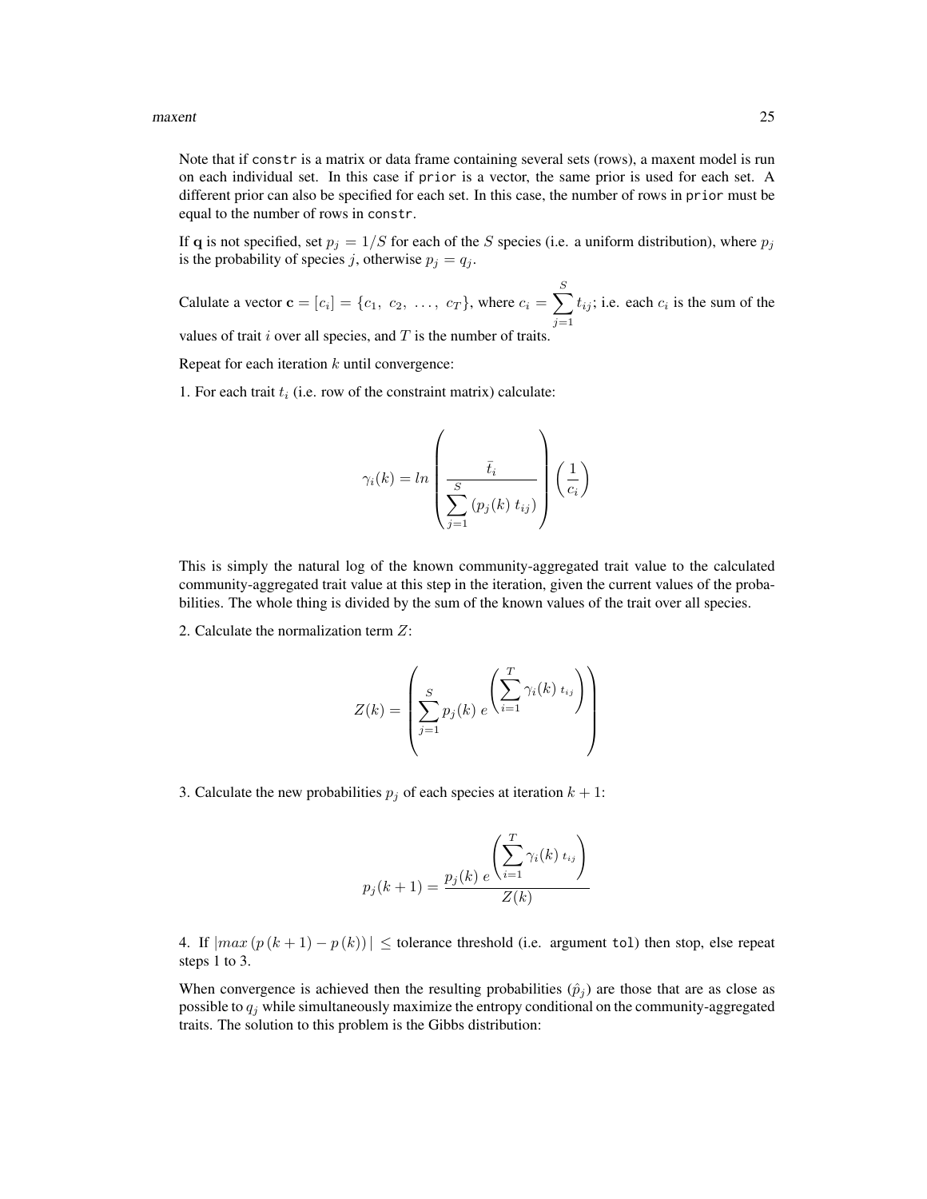Note that if constr is a matrix or data frame containing several sets (rows), a maxent model is run on each individual set. In this case if prior is a vector, the same prior is used for each set. A different prior can also be specified for each set. In this case, the number of rows in prior must be equal to the number of rows in constr.

If $\mathbf{q}$ is not specified, set $p_j = 1/S$ for each of the $S$ species (i.e. a uniform distribution), where $p_j$ is the probability of species $j$, otherwise $p_j = q_j$.

Calulate a vector $\mathbf{c} = [c_i] = \{c_1,\ c_2,\ \ldots,\ c_T\}$, where $c_i = \sum_{j=1}^{S} t_{ij}$; i.e. each $c_i$ is the sum of the values of trait $i$ over all species, and $T$ is the number of traits.

Repeat for each iteration $k$ until convergence:

1. For each trait $t_i$ (i.e. row of the constraint matrix) calculate:

$$\gamma_i(k) = ln\left(\frac{\bar{t}_i}{\sum_{j=1}^{S}(p_j(k)\ t_{ij})}\right)\left(\frac{1}{c_i}\right)$$

This is simply the natural log of the known community-aggregated trait value to the calculated community-aggregated trait value at this step in the iteration, given the current values of the probabilities. The whole thing is divided by the sum of the known values of the trait over all species.

2. Calculate the normalization term $Z$:

$$Z(k) = \left(\sum_{j=1}^{S} p_j(k)\ e^{\left(\sum_{i=1}^{T}\gamma_i(k)\ t_{ij}\right)}\right)$$

3. Calculate the new probabilities $p_j$ of each species at iteration $k+1$:

$$p_j(k+1) = \frac{p_j(k)\ e^{\left(\sum_{i=1}^{T}\gamma_i(k)\ t_{ij}\right)}}{Z(k)}$$

4. If $|max\left(p\left(k+1\right) - p\left(k\right)\right)| \leq$ tolerance threshold (i.e. argument tol) then stop, else repeat steps 1 to 3.

When convergence is achieved then the resulting probabilities ($\hat{p}_j$) are those that are as close as possible to $q_j$ while simultaneously maximize the entropy conditional on the community-aggregated traits. The solution to this problem is the Gibbs distribution: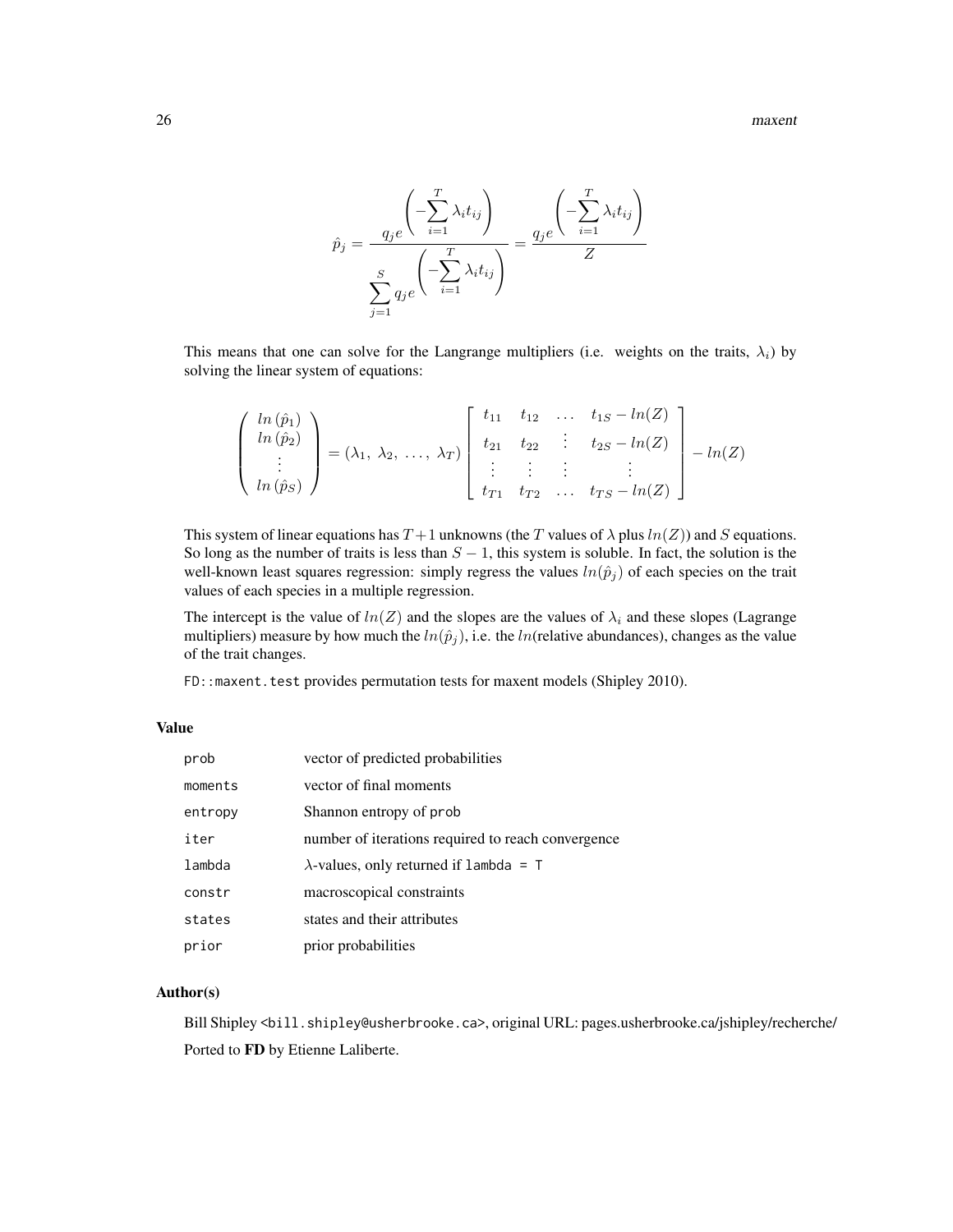$$\hat{p}_j = \frac{q_j e^{\left(-\sum_{i=1}^{T} \lambda_i t_{ij}\right)}}{\sum_{j=1}^{S} q_j e^{\left(-\sum_{i=1}^{T} \lambda_i t_{ij}\right)}} = \frac{q_j e^{\left(-\sum_{i=1}^{T} \lambda_i t_{ij}\right)}}{Z}$$

This means that one can solve for the Langrange multipliers (i.e. weights on the traits, $\lambda_i$) by solving the linear system of equations:

$$\begin{pmatrix} ln\left(\hat{p}_1\right) \\ ln\left(\hat{p}_2\right) \\ \vdots \\ ln\left(\hat{p}_S\right) \end{pmatrix} = \left(\lambda_1,\ \lambda_2,\ \ldots,\ \lambda_T\right) \begin{bmatrix} t_{11} & t_{12} & \ldots & t_{1S} - ln(Z) \\ t_{21} & t_{22} & \vdots & t_{2S} - ln(Z) \\ \vdots & \vdots & \vdots & \vdots \\ t_{T1} & t_{T2} & \ldots & t_{TS} - ln(Z) \end{bmatrix} - ln(Z)$$

This system of linear equations has $T+1$ unknowns (the $T$ values of $\lambda$ plus $ln(Z)$) and $S$ equations. So long as the number of traits is less than $S-1$, this system is soluble. In fact, the solution is the well-known least squares regression: simply regress the values $ln(\hat{p}_j)$ of each species on the trait values of each species in a multiple regression.

The intercept is the value of $ln(Z)$ and the slopes are the values of $\lambda_i$ and these slopes (Lagrange multipliers) measure by how much the $ln(\hat{p}_j)$, i.e. the $ln$(relative abundances), changes as the value of the trait changes.

`FD::maxent.test` provides permutation tests for maxent models (Shipley 2010).

### Value

| | |
|---|---|
| `prob` | vector of predicted probabilities |
| `moments` | vector of final moments |
| `entropy` | Shannon entropy of `prob` |
| `iter` | number of iterations required to reach convergence |
| `lambda` | $\lambda$-values, only returned if `lambda = T` |
| `constr` | macroscopical constraints |
| `states` | states and their attributes |
| `prior` | prior probabilities |

### Author(s)

Bill Shipley <`bill.shipley@usherbrooke.ca`>, original URL: pages.usherbrooke.ca/jshipley/recherche/

Ported to **FD** by Etienne Laliberte.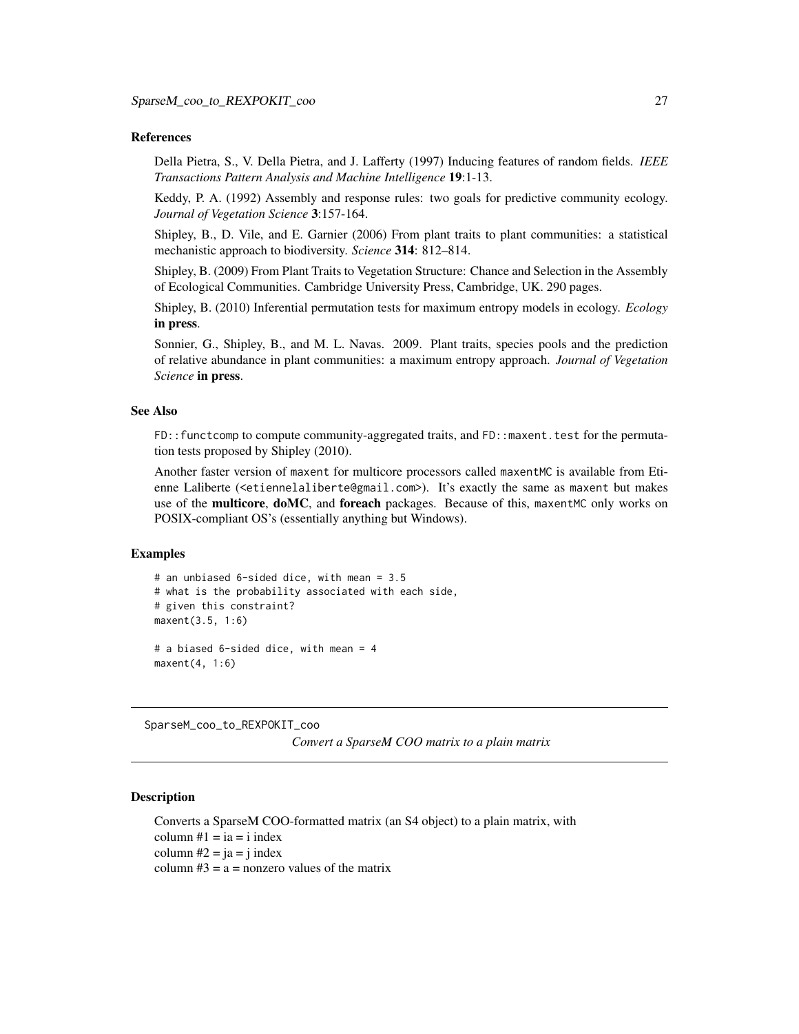### References

Della Pietra, S., V. Della Pietra, and J. Lafferty (1997) Inducing features of random fields. *IEEE Transactions Pattern Analysis and Machine Intelligence* **19**:1-13.

Keddy, P. A. (1992) Assembly and response rules: two goals for predictive community ecology. *Journal of Vegetation Science* **3**:157-164.

Shipley, B., D. Vile, and E. Garnier (2006) From plant traits to plant communities: a statistical mechanistic approach to biodiversity. *Science* **314**: 812–814.

Shipley, B. (2009) From Plant Traits to Vegetation Structure: Chance and Selection in the Assembly of Ecological Communities. Cambridge University Press, Cambridge, UK. 290 pages.

Shipley, B. (2010) Inferential permutation tests for maximum entropy models in ecology. *Ecology* **in press**.

Sonnier, G., Shipley, B., and M. L. Navas. 2009. Plant traits, species pools and the prediction of relative abundance in plant communities: a maximum entropy approach. *Journal of Vegetation Science* **in press**.

### See Also

`FD::functcomp` to compute community-aggregated traits, and `FD::maxent.test` for the permutation tests proposed by Shipley (2010).

Another faster version of `maxent` for multicore processors called `maxentMC` is available from Etienne Laliberte (<etiennelaliberte@gmail.com>). It's exactly the same as `maxent` but makes use of the **multicore**, **doMC**, and **foreach** packages. Because of this, `maxentMC` only works on POSIX-compliant OS's (essentially anything but Windows).

### Examples

```
# an unbiased 6-sided dice, with mean = 3.5
# what is the probability associated with each side,
# given this constraint?
maxent(3.5, 1:6)

# a biased 6-sided dice, with mean = 4
maxent(4, 1:6)
```

---

## SparseM_coo_to_REXPOKIT_coo

*Convert a SparseM COO matrix to a plain matrix*

### Description

Converts a SparseM COO-formatted matrix (an S4 object) to a plain matrix, with
column #1 = ia = i index
column #2 = ja = j index
column #3 = a = nonzero values of the matrix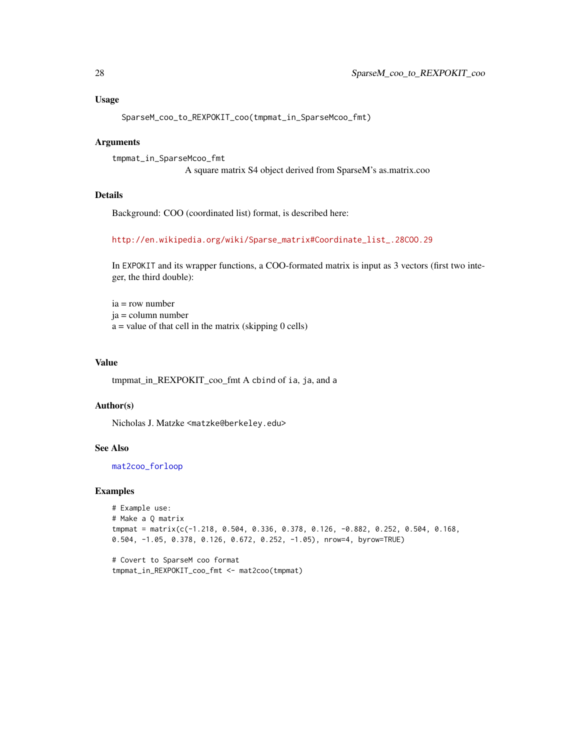### Usage

```
SparseM_coo_to_REXPOKIT_coo(tmpmat_in_SparseMcoo_fmt)
```

### Arguments

`tmpmat_in_SparseMcoo_fmt`
: A square matrix S4 object derived from SparseM's as.matrix.coo

### Details

Background: COO (coordinated list) format, is described here:

http://en.wikipedia.org/wiki/Sparse_matrix#Coordinate_list_.28COO.29

In `EXPOKIT` and its wrapper functions, a COO-formated matrix is input as 3 vectors (first two integer, the third double):

ia = row number
ja = column number
a = value of that cell in the matrix (skipping 0 cells)

### Value

tmpmat_in_REXPOKIT_coo_fmt A `cbind` of `ia`, `ja`, and `a`

### Author(s)

Nicholas J. Matzke <matzke@berkeley.edu>

### See Also

`mat2coo_forloop`

### Examples

```
# Example use:
# Make a Q matrix
tmpmat = matrix(c(-1.218, 0.504, 0.336, 0.378, 0.126, -0.882, 0.252, 0.504, 0.168,
0.504, -1.05, 0.378, 0.126, 0.672, 0.252, -1.05), nrow=4, byrow=TRUE)

# Covert to SparseM coo format
tmpmat_in_REXPOKIT_coo_fmt <- mat2coo(tmpmat)
```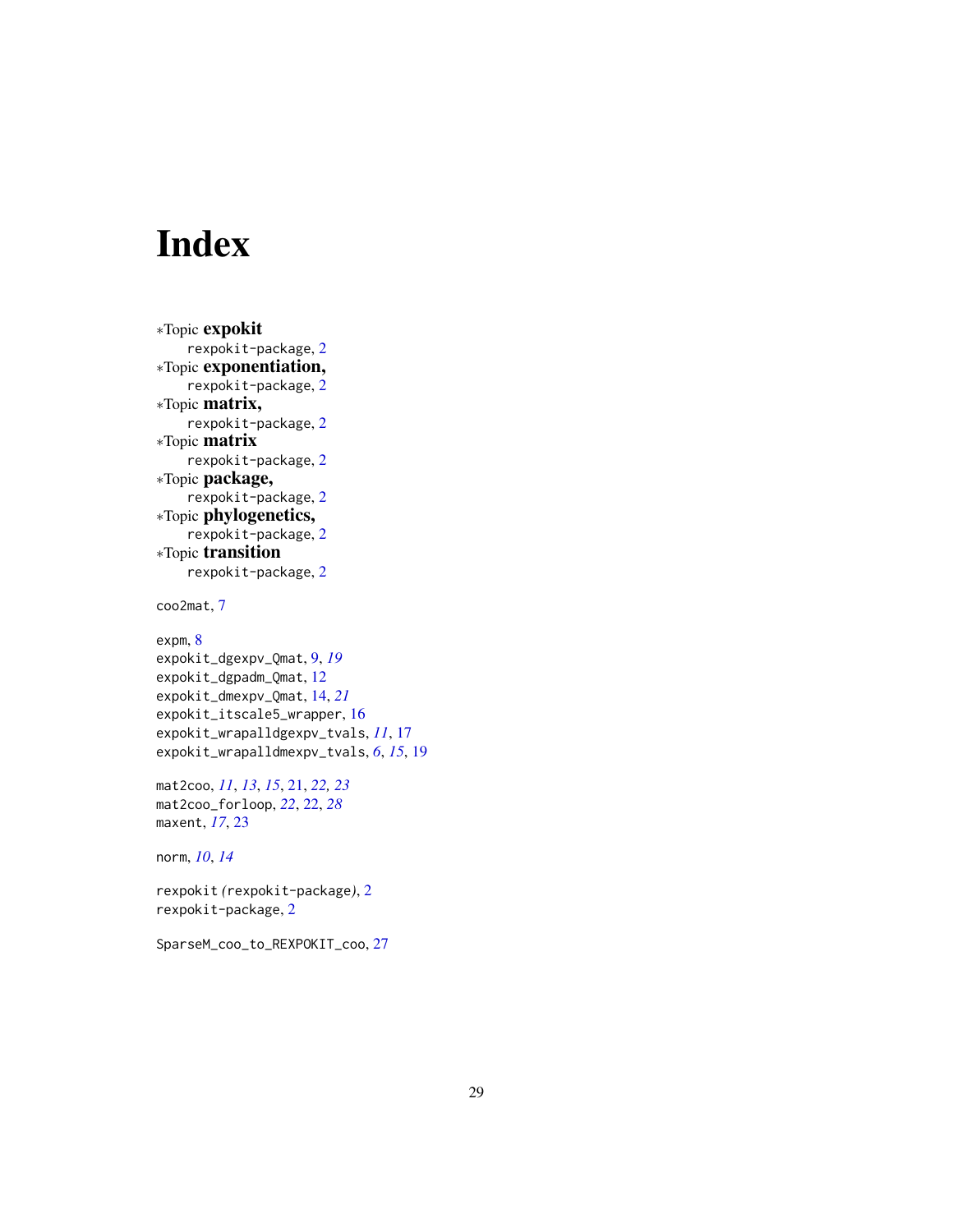# Index

∗Topic **expokit**
  rexpokit-package, 2
∗Topic **exponentiation,**
  rexpokit-package, 2
∗Topic **matrix,**
  rexpokit-package, 2
∗Topic **matrix**
  rexpokit-package, 2
∗Topic **package,**
  rexpokit-package, 2
∗Topic **phylogenetics,**
  rexpokit-package, 2
∗Topic **transition**
  rexpokit-package, 2

coo2mat, 7

expm, 8
expokit_dgexpv_Qmat, 9, *19*
expokit_dgpadm_Qmat, 12
expokit_dmexpv_Qmat, 14, *21*
expokit_itscale5_wrapper, 16
expokit_wrapalldgexpv_tvals, *11*, 17
expokit_wrapalldmexpv_tvals, *6*, *15*, 19

mat2coo, *11*, *13*, *15*, 21, *22*, *23*
mat2coo_forloop, *22*, 22, *28*
maxent, *17*, 23

norm, *10*, *14*

rexpokit *(*rexpokit-package*)*, 2
rexpokit-package, 2

SparseM_coo_to_REXPOKIT_coo, 27